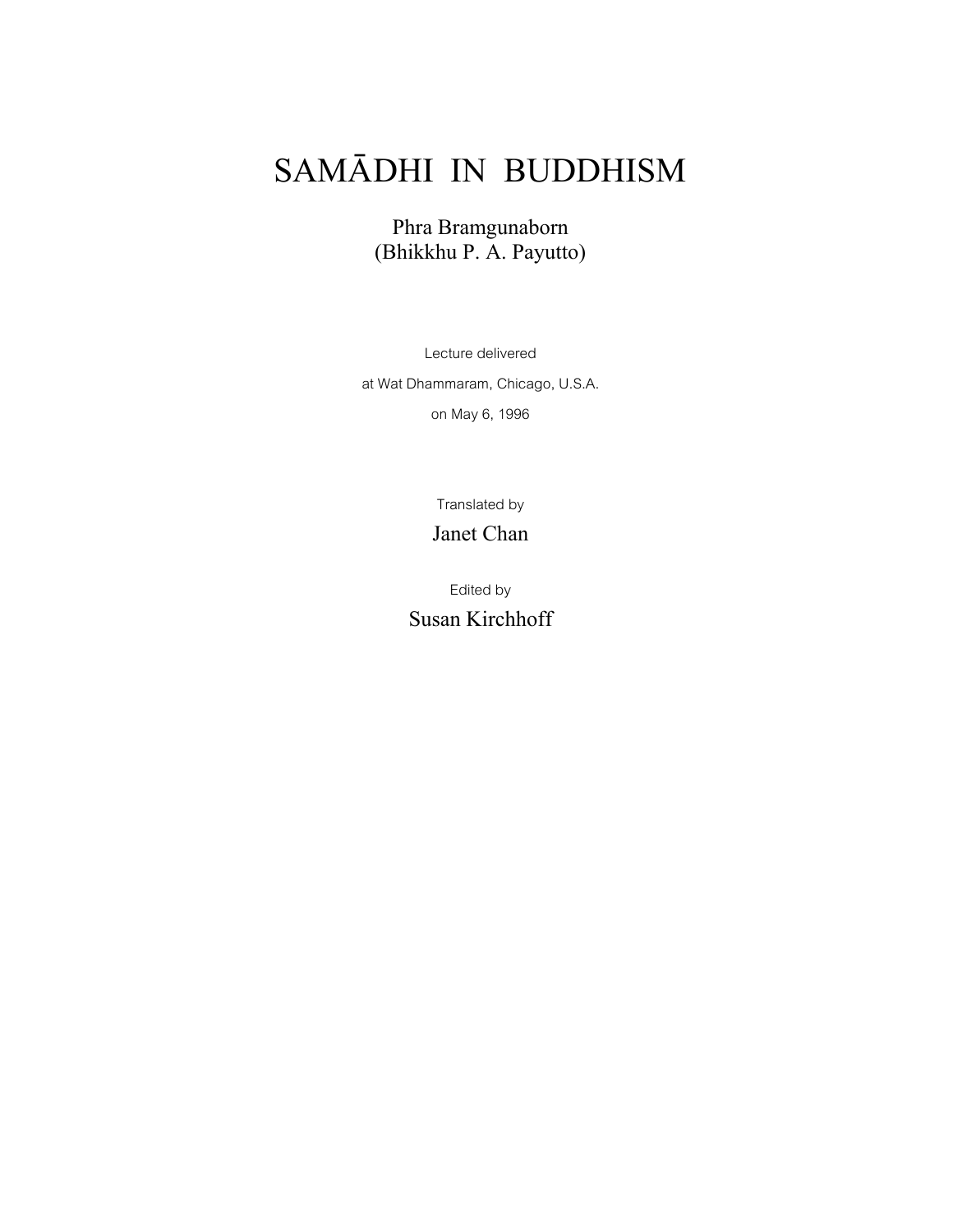# SAMĀDHI IN BUDDHISM

Phra Bramgunaborn
(Bhikkhu P. A. Payutto)

Lecture delivered

at Wat Dhammaram, Chicago, U.S.A.

on May 6, 1996

Translated by

Janet Chan

Edited by

Susan Kirchhoff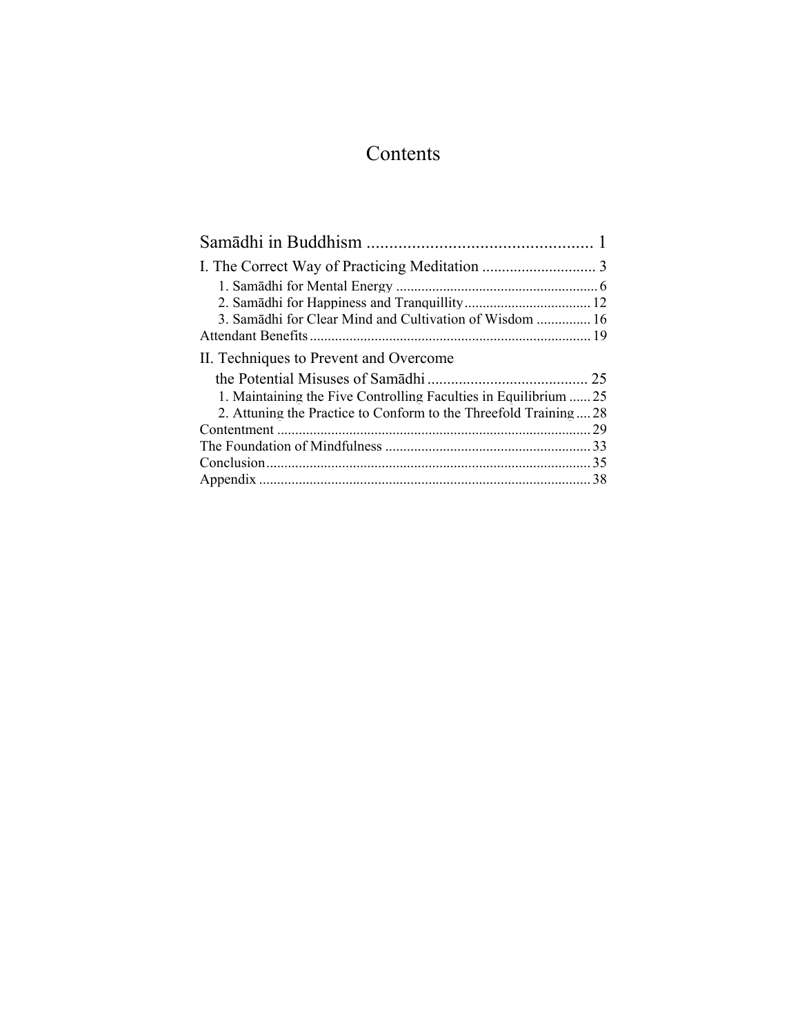# Contents

Samādhi in Buddhism ........................................ 1

I. The Correct Way of Practicing Meditation .................... 3

- 1. Samādhi for Mental Energy ........................................ 6
- 2. Samādhi for Happiness and Tranquillity ........................ 12
- 3. Samādhi for Clear Mind and Cultivation of Wisdom ............ 16

Attendant Benefits ........................................ 19

II. Techniques to Prevent and Overcome the Potential Misuses of Samādhi ........................................ 25

- 1. Maintaining the Five Controlling Faculties in Equilibrium ...... 25
- 2. Attuning the Practice to Conform to the Threefold Training .... 28

Contentment ........................................ 29

The Foundation of Mindfulness ........................................ 33

Conclusion ........................................ 35

Appendix ........................................ 38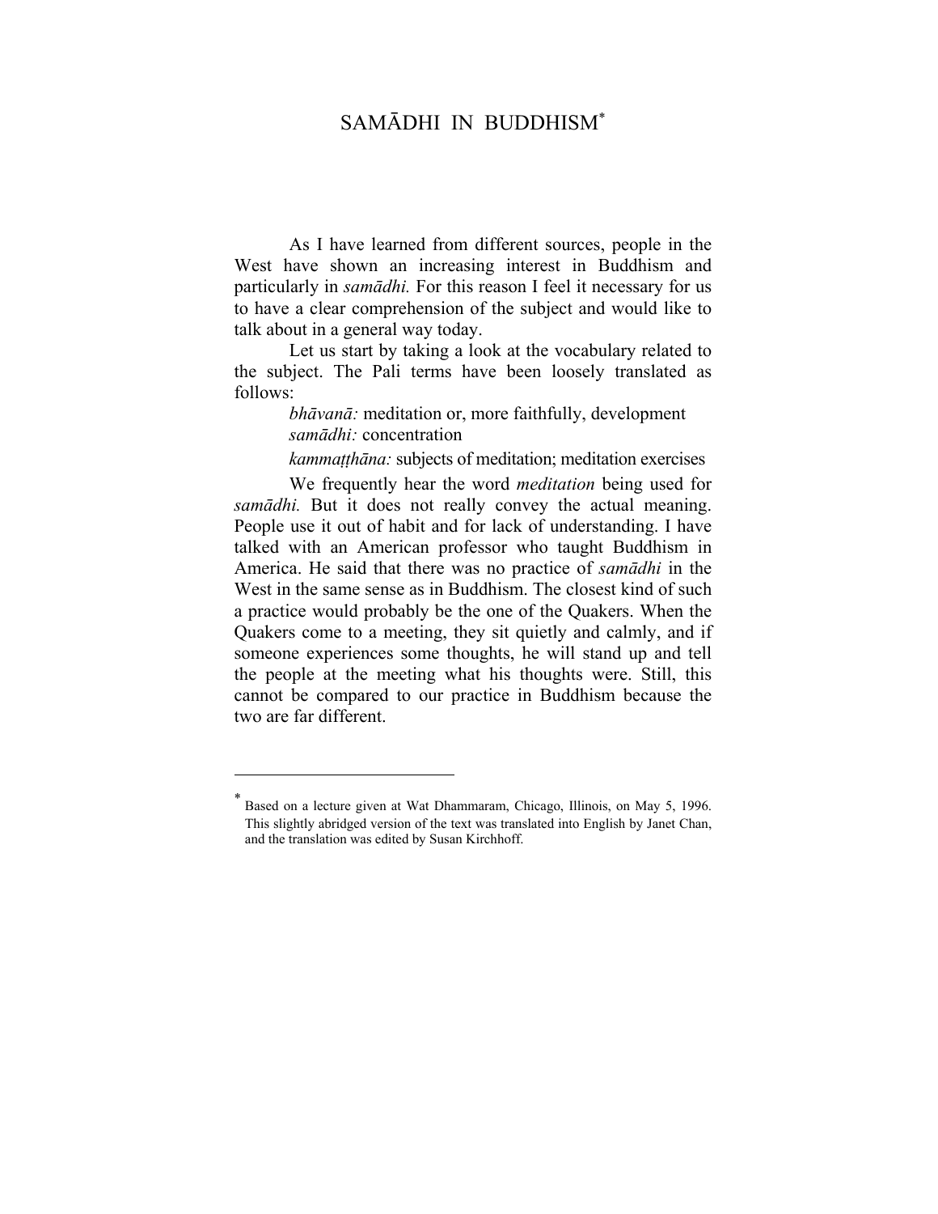# SAMĀDHI IN BUDDHISM*

As I have learned from different sources, people in the West have shown an increasing interest in Buddhism and particularly in *samādhi.* For this reason I feel it necessary for us to have a clear comprehension of the subject and would like to talk about in a general way today.

Let us start by taking a look at the vocabulary related to the subject. The Pali terms have been loosely translated as follows:

> *bhāvanā:* meditation or, more faithfully, development
> *samādhi:* concentration
> *kammaṭṭhāna:* subjects of meditation; meditation exercises

We frequently hear the word *meditation* being used for *samādhi.* But it does not really convey the actual meaning. People use it out of habit and for lack of understanding. I have talked with an American professor who taught Buddhism in America. He said that there was no practice of *samādhi* in the West in the same sense as in Buddhism. The closest kind of such a practice would probably be the one of the Quakers. When the Quakers come to a meeting, they sit quietly and calmly, and if someone experiences some thoughts, he will stand up and tell the people at the meeting what his thoughts were. Still, this cannot be compared to our practice in Buddhism because the two are far different.

---

* Based on a lecture given at Wat Dhammaram, Chicago, Illinois, on May 5, 1996. This slightly abridged version of the text was translated into English by Janet Chan, and the translation was edited by Susan Kirchhoff.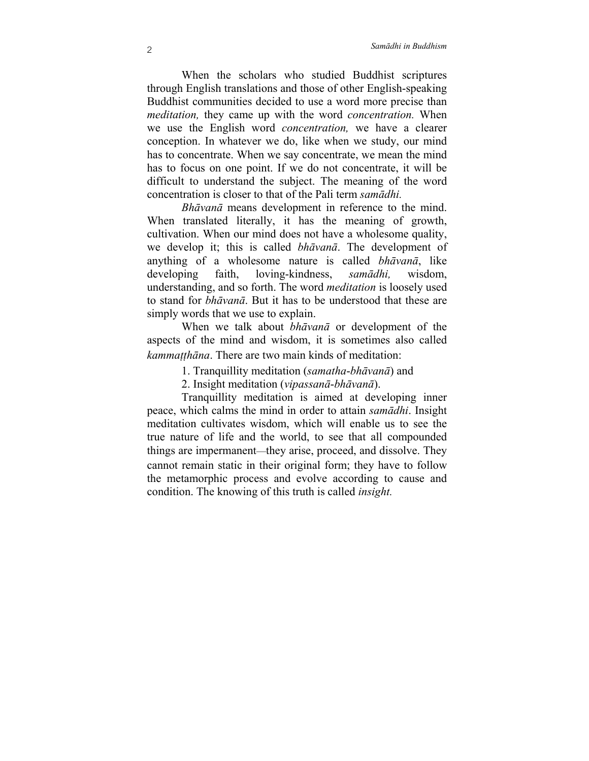When the scholars who studied Buddhist scriptures through English translations and those of other English-speaking Buddhist communities decided to use a word more precise than *meditation,* they came up with the word *concentration.* When we use the English word *concentration,* we have a clearer conception. In whatever we do, like when we study, our mind has to concentrate. When we say concentrate, we mean the mind has to focus on one point. If we do not concentrate, it will be difficult to understand the subject. The meaning of the word concentration is closer to that of the Pali term *samādhi.*

*Bhāvanā* means development in reference to the mind. When translated literally, it has the meaning of growth, cultivation. When our mind does not have a wholesome quality, we develop it; this is called *bhāvanā*. The development of anything of a wholesome nature is called *bhāvanā*, like developing faith, loving-kindness, *samādhi,* wisdom, understanding, and so forth. The word *meditation* is loosely used to stand for *bhāvanā*. But it has to be understood that these are simply words that we use to explain.

When we talk about *bhāvanā* or development of the aspects of the mind and wisdom, it is sometimes also called *kammaṭṭhāna*. There are two main kinds of meditation:

1. Tranquillity meditation (*samatha-bhāvanā*) and
2. Insight meditation (*vipassanā-bhāvanā*).

Tranquillity meditation is aimed at developing inner peace, which calms the mind in order to attain *samādhi*. Insight meditation cultivates wisdom, which will enable us to see the true nature of life and the world, to see that all compounded things are impermanent—they arise, proceed, and dissolve. They cannot remain static in their original form; they have to follow the metamorphic process and evolve according to cause and condition. The knowing of this truth is called *insight.*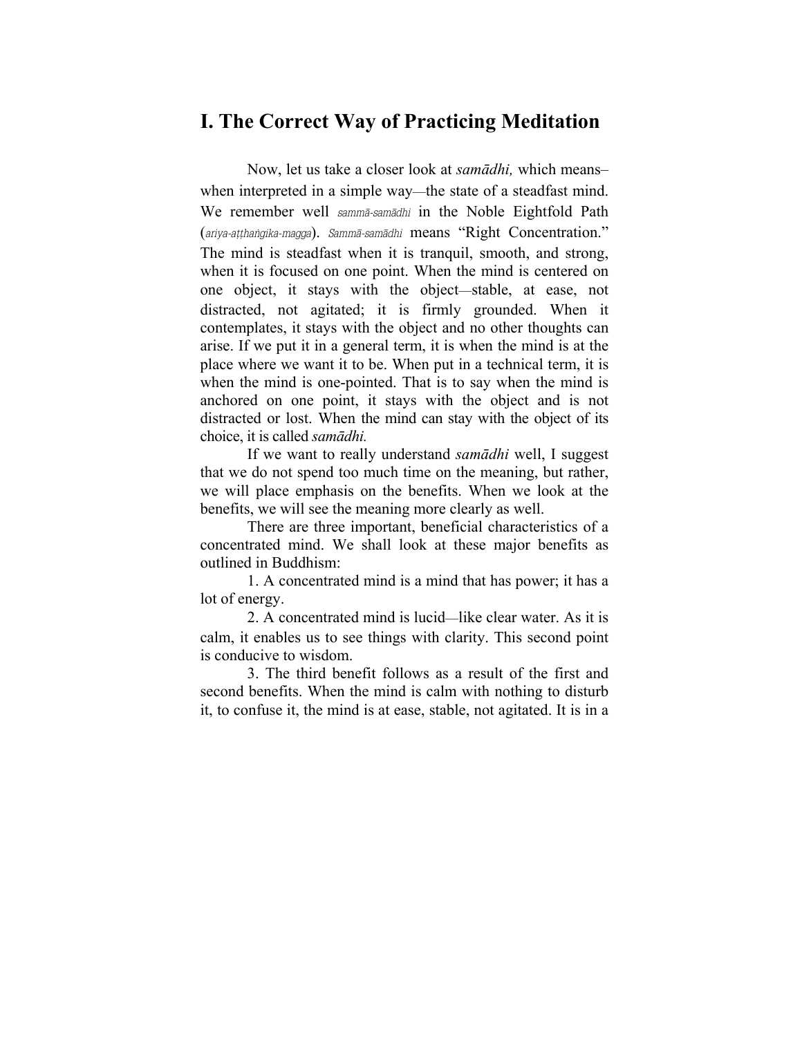# I. The Correct Way of Practicing Meditation

Now, let us take a closer look at *samādhi,* which means–when interpreted in a simple way—the state of a steadfast mind. We remember well *sammā-samādhi* in the Noble Eightfold Path (*ariya-aṭṭhaṅgika-magga*). *Sammā-samādhi* means "Right Concentration." The mind is steadfast when it is tranquil, smooth, and strong, when it is focused on one point. When the mind is centered on one object, it stays with the object—stable, at ease, not distracted, not agitated; it is firmly grounded. When it contemplates, it stays with the object and no other thoughts can arise. If we put it in a general term, it is when the mind is at the place where we want it to be. When put in a technical term, it is when the mind is one-pointed. That is to say when the mind is anchored on one point, it stays with the object and is not distracted or lost. When the mind can stay with the object of its choice, it is called *samādhi.*

If we want to really understand *samādhi* well, I suggest that we do not spend too much time on the meaning, but rather, we will place emphasis on the benefits. When we look at the benefits, we will see the meaning more clearly as well.

There are three important, beneficial characteristics of a concentrated mind. We shall look at these major benefits as outlined in Buddhism:

1. A concentrated mind is a mind that has power; it has a lot of energy.

2. A concentrated mind is lucid—like clear water. As it is calm, it enables us to see things with clarity. This second point is conducive to wisdom.

3. The third benefit follows as a result of the first and second benefits. When the mind is calm with nothing to disturb it, to confuse it, the mind is at ease, stable, not agitated. It is in a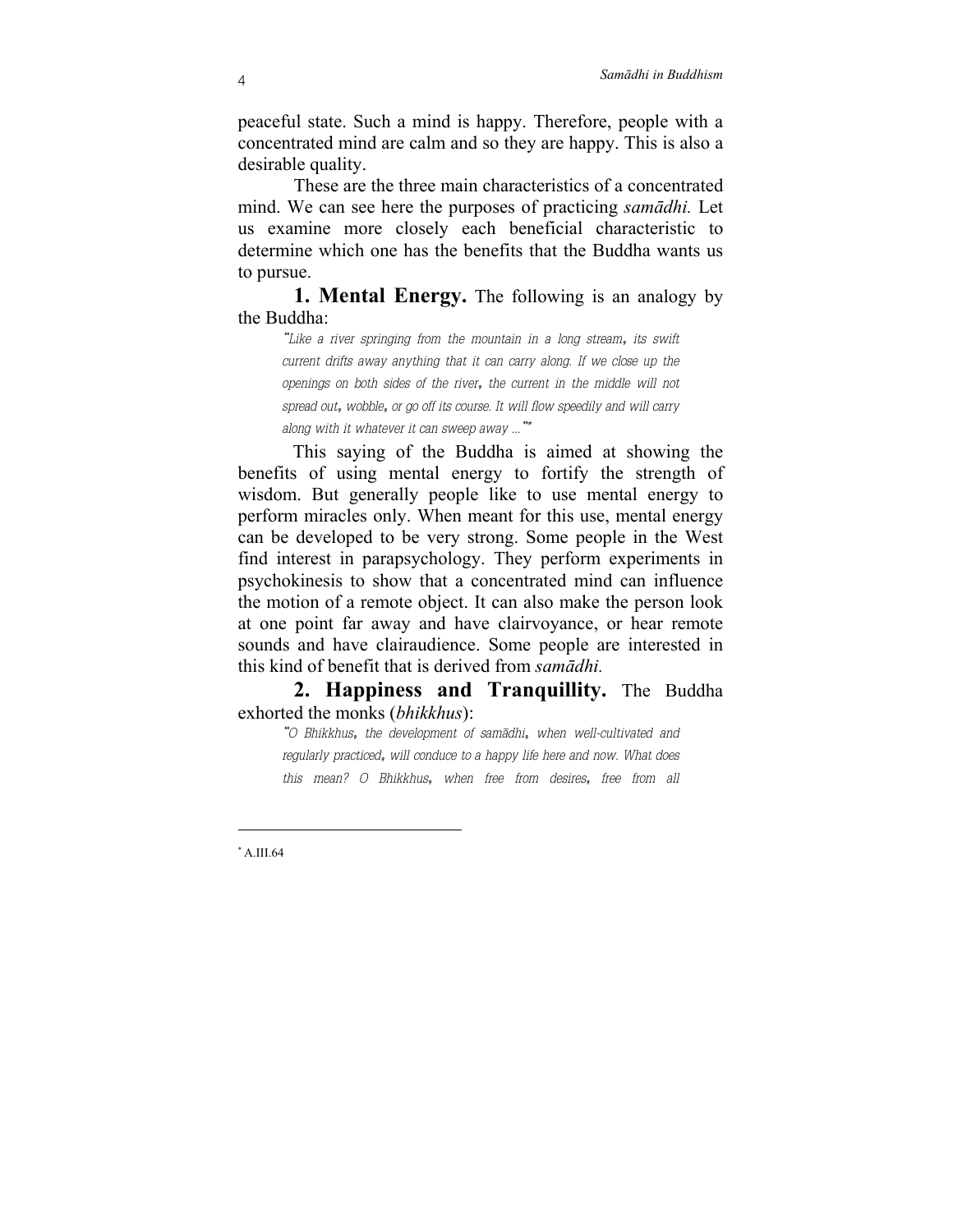peaceful state. Such a mind is happy. Therefore, people with a concentrated mind are calm and so they are happy. This is also a desirable quality.

These are the three main characteristics of a concentrated mind. We can see here the purposes of practicing *samādhi.* Let us examine more closely each beneficial characteristic to determine which one has the benefits that the Buddha wants us to pursue.

**1. Mental Energy.** The following is an analogy by the Buddha:

> "Like a river springing from the mountain in a long stream, its swift current drifts away anything that it can carry along. If we close up the openings on both sides of the river, the current in the middle will not spread out, wobble, or go off its course. It will flow speedily and will carry along with it whatever it can sweep away ..."*

This saying of the Buddha is aimed at showing the benefits of using mental energy to fortify the strength of wisdom. But generally people like to use mental energy to perform miracles only. When meant for this use, mental energy can be developed to be very strong. Some people in the West find interest in parapsychology. They perform experiments in psychokinesis to show that a concentrated mind can influence the motion of a remote object. It can also make the person look at one point far away and have clairvoyance, or hear remote sounds and have clairaudience. Some people are interested in this kind of benefit that is derived from *samādhi.*

**2. Happiness and Tranquillity.** The Buddha exhorted the monks (*bhikkhus*):

> "O Bhikkhus, the development of samādhi, when well-cultivated and regularly practiced, will conduce to a happy life here and now. What does this mean? O Bhikkhus, when free from desires, free from all

---

* A.III.64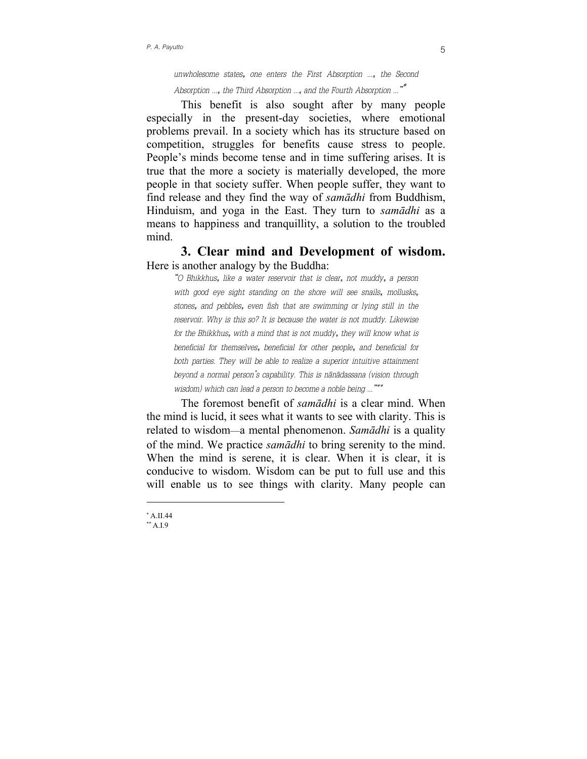> *unwholesome states, one enters the First Absorption ..., the Second Absorption ..., the Third Absorption ..., and the Fourth Absorption ...*"*

This benefit is also sought after by many people especially in the present-day societies, where emotional problems prevail. In a society which has its structure based on competition, struggles for benefits cause stress to people. People's minds become tense and in time suffering arises. It is true that the more a society is materially developed, the more people in that society suffer. When people suffer, they want to find release and they find the way of *samādhi* from Buddhism, Hinduism, and yoga in the East. They turn to *samādhi* as a means to happiness and tranquillity, a solution to the troubled mind.

**3. Clear mind and Development of wisdom.** Here is another analogy by the Buddha:

> *"O Bhikkhus, like a water reservoir that is clear, not muddy, a person with good eye sight standing on the shore will see snails, mollusks, stones, and pebbles, even fish that are swimming or lying still in the reservoir. Why is this so? It is because the water is not muddy. Likewise for the Bhikkhus, with a mind that is not muddy, they will know what is beneficial for themselves, beneficial for other people, and beneficial for both parties. They will be able to realize a superior intuitive attainment beyond a normal person's capability. This is ñāṇadassana (vision through wisdom) which can lead a person to become a noble being ...*"**

The foremost benefit of *samādhi* is a clear mind. When the mind is lucid, it sees what it wants to see with clarity. This is related to wisdom—a mental phenomenon. *Samādhi* is a quality of the mind. We practice *samādhi* to bring serenity to the mind. When the mind is serene, it is clear. When it is clear, it is conducive to wisdom. Wisdom can be put to full use and this will enable us to see things with clarity. Many people can

---

* A.II.44

** A.I.9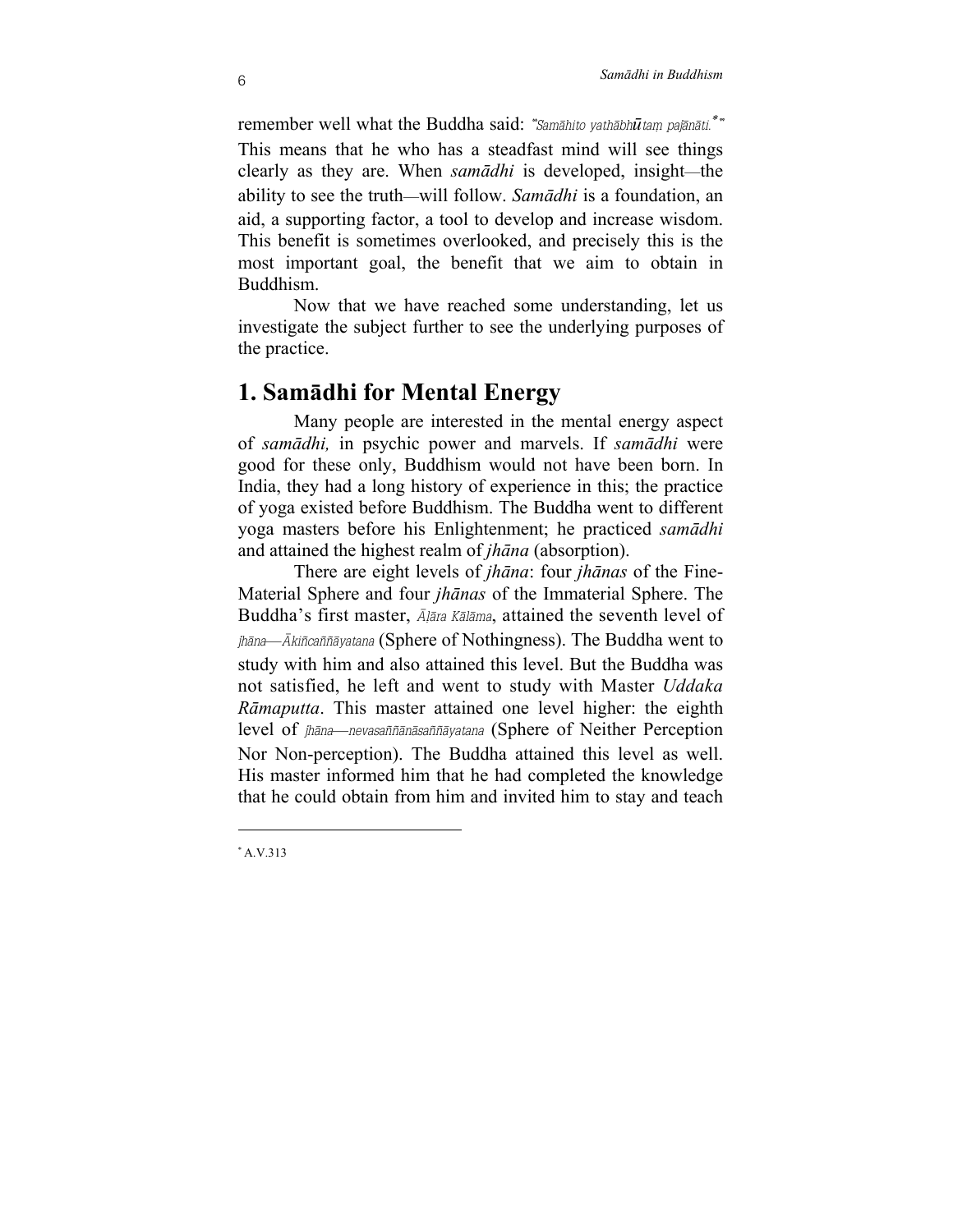remember well what the Buddha said: "*Samāhito yathābhūtaṃ pajānāti.*[*]" This means that he who has a steadfast mind will see things clearly as they are. When *samādhi* is developed, insight—the ability to see the truth—will follow. *Samādhi* is a foundation, an aid, a supporting factor, a tool to develop and increase wisdom. This benefit is sometimes overlooked, and precisely this is the most important goal, the benefit that we aim to obtain in Buddhism.

Now that we have reached some understanding, let us investigate the subject further to see the underlying purposes of the practice.

## 1. Samādhi for Mental Energy

Many people are interested in the mental energy aspect of *samādhi,* in psychic power and marvels. If *samādhi* were good for these only, Buddhism would not have been born. In India, they had a long history of experience in this; the practice of yoga existed before Buddhism. The Buddha went to different yoga masters before his Enlightenment; he practiced *samādhi* and attained the highest realm of *jhāna* (absorption).

There are eight levels of *jhāna*: four *jhānas* of the Fine-Material Sphere and four *jhānas* of the Immaterial Sphere. The Buddha's first master, *Āḷāra Kālāma*, attained the seventh level of *jhāna*—*Ākiñcaññāyatana* (Sphere of Nothingness). The Buddha went to study with him and also attained this level. But the Buddha was not satisfied, he left and went to study with Master *Uddaka Rāmaputta*. This master attained one level higher: the eighth level of *jhāna*—*nevasaññānāsaññāyatana* (Sphere of Neither Perception Nor Non-perception). The Buddha attained this level as well. His master informed him that he had completed the knowledge that he could obtain from him and invited him to stay and teach

[*] A.V.313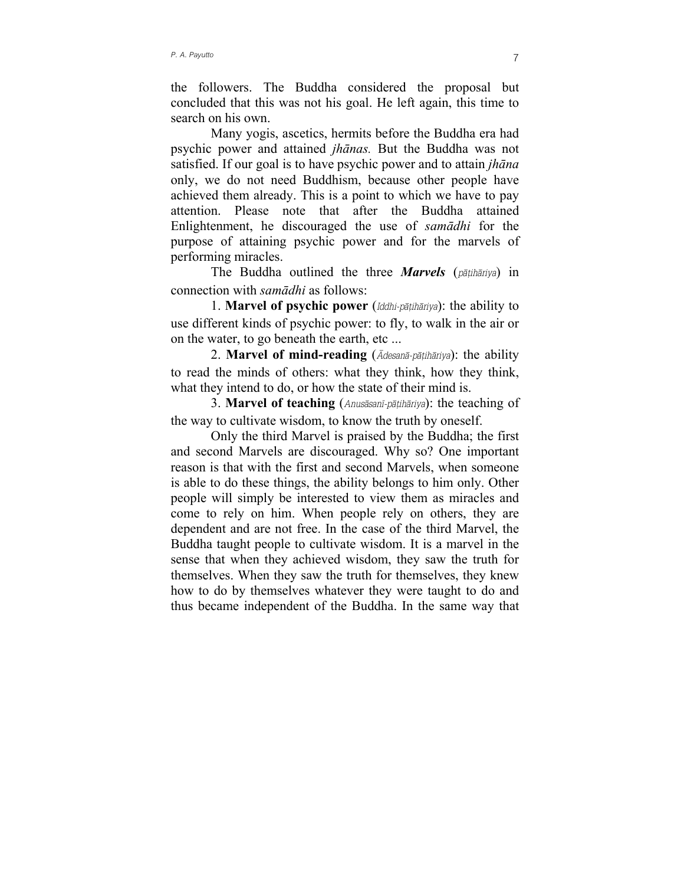the followers. The Buddha considered the proposal but concluded that this was not his goal. He left again, this time to search on his own.

Many yogis, ascetics, hermits before the Buddha era had psychic power and attained *jhānas.* But the Buddha was not satisfied. If our goal is to have psychic power and to attain *jhāna* only, we do not need Buddhism, because other people have achieved them already. This is a point to which we have to pay attention. Please note that after the Buddha attained Enlightenment, he discouraged the use of *samādhi* for the purpose of attaining psychic power and for the marvels of performing miracles.

The Buddha outlined the three ***Marvels*** (*pāṭihāriya*) in connection with *samādhi* as follows:

1. **Marvel of psychic power** (*Iddhi-pāṭihāriya*): the ability to use different kinds of psychic power: to fly, to walk in the air or on the water, to go beneath the earth, etc ...

2. **Marvel of mind-reading** (*Ādesanā-pāṭihāriya*): the ability to read the minds of others: what they think, how they think, what they intend to do, or how the state of their mind is.

3. **Marvel of teaching** (*Anusāsanī-pāṭihāriya*): the teaching of the way to cultivate wisdom, to know the truth by oneself.

Only the third Marvel is praised by the Buddha; the first and second Marvels are discouraged. Why so? One important reason is that with the first and second Marvels, when someone is able to do these things, the ability belongs to him only. Other people will simply be interested to view them as miracles and come to rely on him. When people rely on others, they are dependent and are not free. In the case of the third Marvel, the Buddha taught people to cultivate wisdom. It is a marvel in the sense that when they achieved wisdom, they saw the truth for themselves. When they saw the truth for themselves, they knew how to do by themselves whatever they were taught to do and thus became independent of the Buddha. In the same way that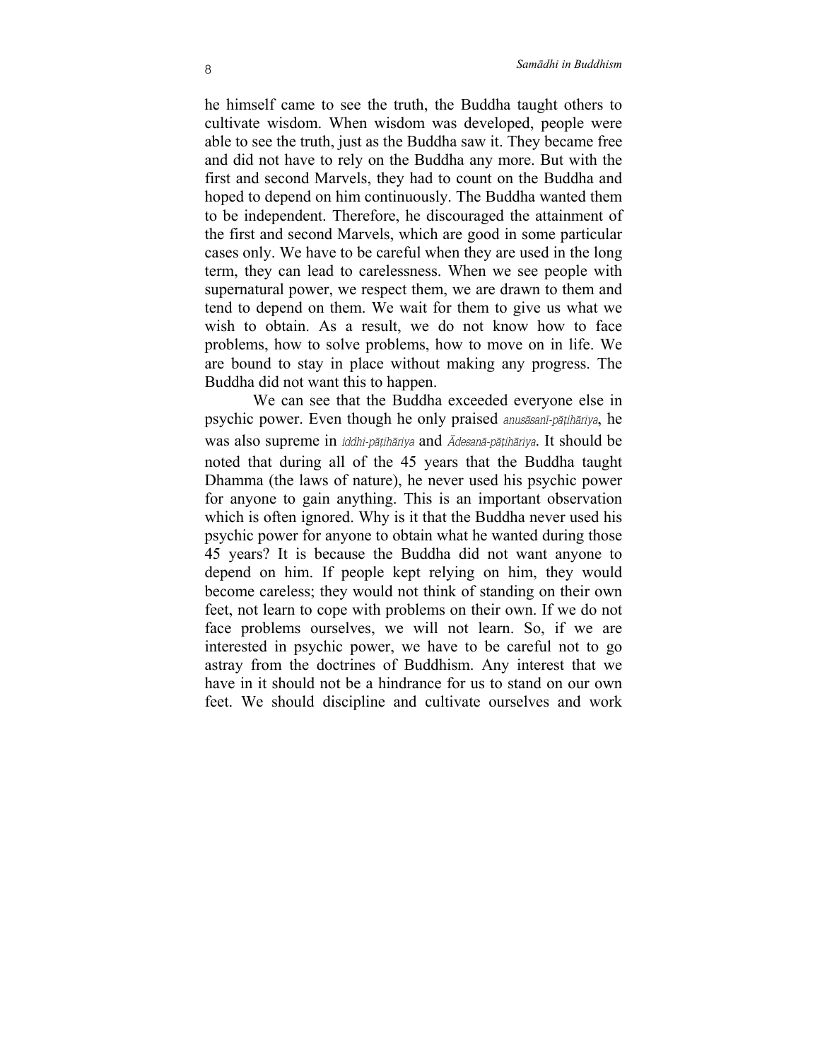he himself came to see the truth, the Buddha taught others to cultivate wisdom. When wisdom was developed, people were able to see the truth, just as the Buddha saw it. They became free and did not have to rely on the Buddha any more. But with the first and second Marvels, they had to count on the Buddha and hoped to depend on him continuously. The Buddha wanted them to be independent. Therefore, he discouraged the attainment of the first and second Marvels, which are good in some particular cases only. We have to be careful when they are used in the long term, they can lead to carelessness. When we see people with supernatural power, we respect them, we are drawn to them and tend to depend on them. We wait for them to give us what we wish to obtain. As a result, we do not know how to face problems, how to solve problems, how to move on in life. We are bound to stay in place without making any progress. The Buddha did not want this to happen.

We can see that the Buddha exceeded everyone else in psychic power. Even though he only praised *anusāsanī-pāṭihāriya*, he was also supreme in *iddhi-pāṭihāriya* and *Ādesanā-pāṭihāriya*. It should be noted that during all of the 45 years that the Buddha taught Dhamma (the laws of nature), he never used his psychic power for anyone to gain anything. This is an important observation which is often ignored. Why is it that the Buddha never used his psychic power for anyone to obtain what he wanted during those 45 years? It is because the Buddha did not want anyone to depend on him. If people kept relying on him, they would become careless; they would not think of standing on their own feet, not learn to cope with problems on their own. If we do not face problems ourselves, we will not learn. So, if we are interested in psychic power, we have to be careful not to go astray from the doctrines of Buddhism. Any interest that we have in it should not be a hindrance for us to stand on our own feet. We should discipline and cultivate ourselves and work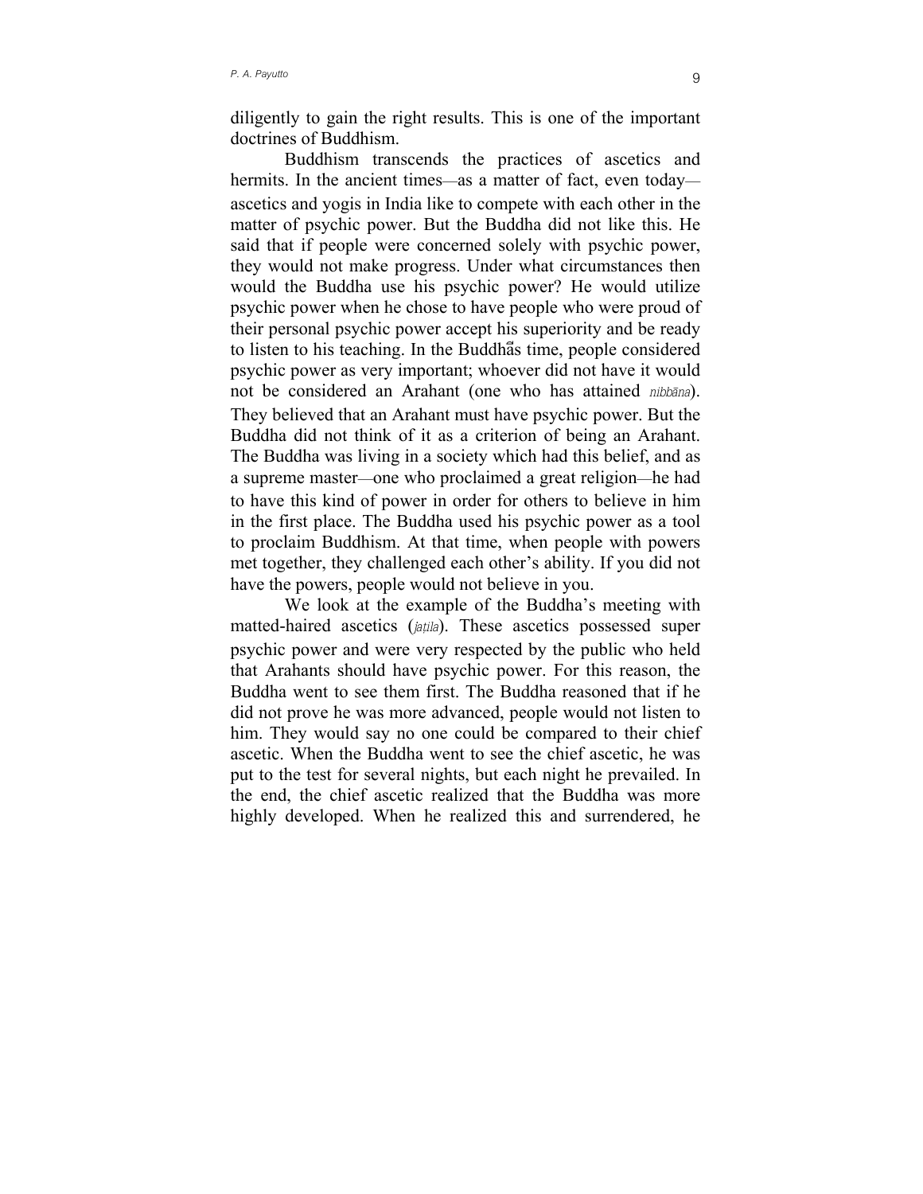diligently to gain the right results. This is one of the important doctrines of Buddhism.

Buddhism transcends the practices of ascetics and hermits. In the ancient times—as a matter of fact, even today—ascetics and yogis in India like to compete with each other in the matter of psychic power. But the Buddha did not like this. He said that if people were concerned solely with psychic power, they would not make progress. Under what circumstances then would the Buddha use his psychic power? He would utilize psychic power when he chose to have people who were proud of their personal psychic power accept his superiority and be ready to listen to his teaching. In the Buddha's time, people considered psychic power as very important; whoever did not have it would not be considered an Arahant (one who has attained *nibbāna*). They believed that an Arahant must have psychic power. But the Buddha did not think of it as a criterion of being an Arahant. The Buddha was living in a society which had this belief, and as a supreme master—one who proclaimed a great religion—he had to have this kind of power in order for others to believe in him in the first place. The Buddha used his psychic power as a tool to proclaim Buddhism. At that time, when people with powers met together, they challenged each other's ability. If you did not have the powers, people would not believe in you.

We look at the example of the Buddha's meeting with matted-haired ascetics (*jaṭila*). These ascetics possessed super psychic power and were very respected by the public who held that Arahants should have psychic power. For this reason, the Buddha went to see them first. The Buddha reasoned that if he did not prove he was more advanced, people would not listen to him. They would say no one could be compared to their chief ascetic. When the Buddha went to see the chief ascetic, he was put to the test for several nights, but each night he prevailed. In the end, the chief ascetic realized that the Buddha was more highly developed. When he realized this and surrendered, he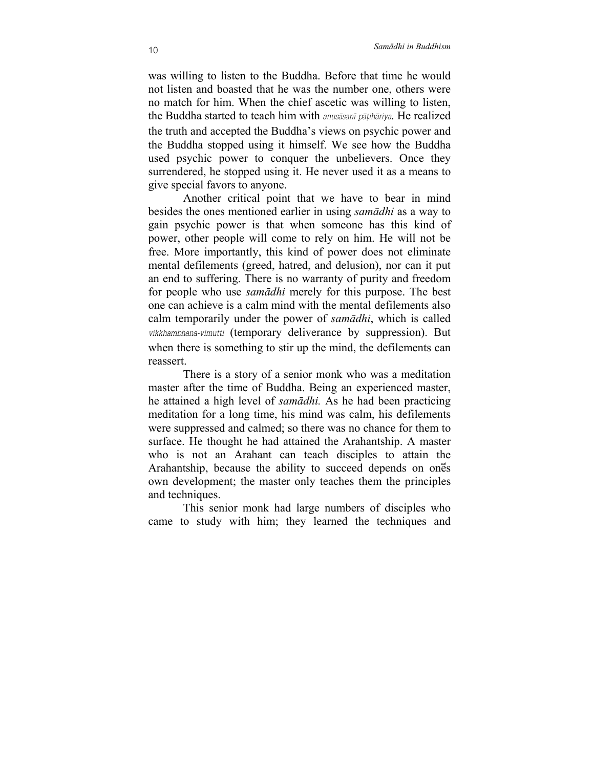was willing to listen to the Buddha. Before that time he would not listen and boasted that he was the number one, others were no match for him. When the chief ascetic was willing to listen, the Buddha started to teach him with *anusāsanī-pāṭihāriya*. He realized the truth and accepted the Buddha's views on psychic power and the Buddha stopped using it himself. We see how the Buddha used psychic power to conquer the unbelievers. Once they surrendered, he stopped using it. He never used it as a means to give special favors to anyone.

Another critical point that we have to bear in mind besides the ones mentioned earlier in using *samādhi* as a way to gain psychic power is that when someone has this kind of power, other people will come to rely on him. He will not be free. More importantly, this kind of power does not eliminate mental defilements (greed, hatred, and delusion), nor can it put an end to suffering. There is no warranty of purity and freedom for people who use *samādhi* merely for this purpose. The best one can achieve is a calm mind with the mental defilements also calm temporarily under the power of *samādhi*, which is called *vikkhambhana-vimutti* (temporary deliverance by suppression). But when there is something to stir up the mind, the defilements can reassert.

There is a story of a senior monk who was a meditation master after the time of Buddha. Being an experienced master, he attained a high level of *samādhi.* As he had been practicing meditation for a long time, his mind was calm, his defilements were suppressed and calmed; so there was no chance for them to surface. He thought he had attained the Arahantship. A master who is not an Arahant can teach disciples to attain the Arahantship, because the ability to succeed depends on one's own development; the master only teaches them the principles and techniques.

This senior monk had large numbers of disciples who came to study with him; they learned the techniques and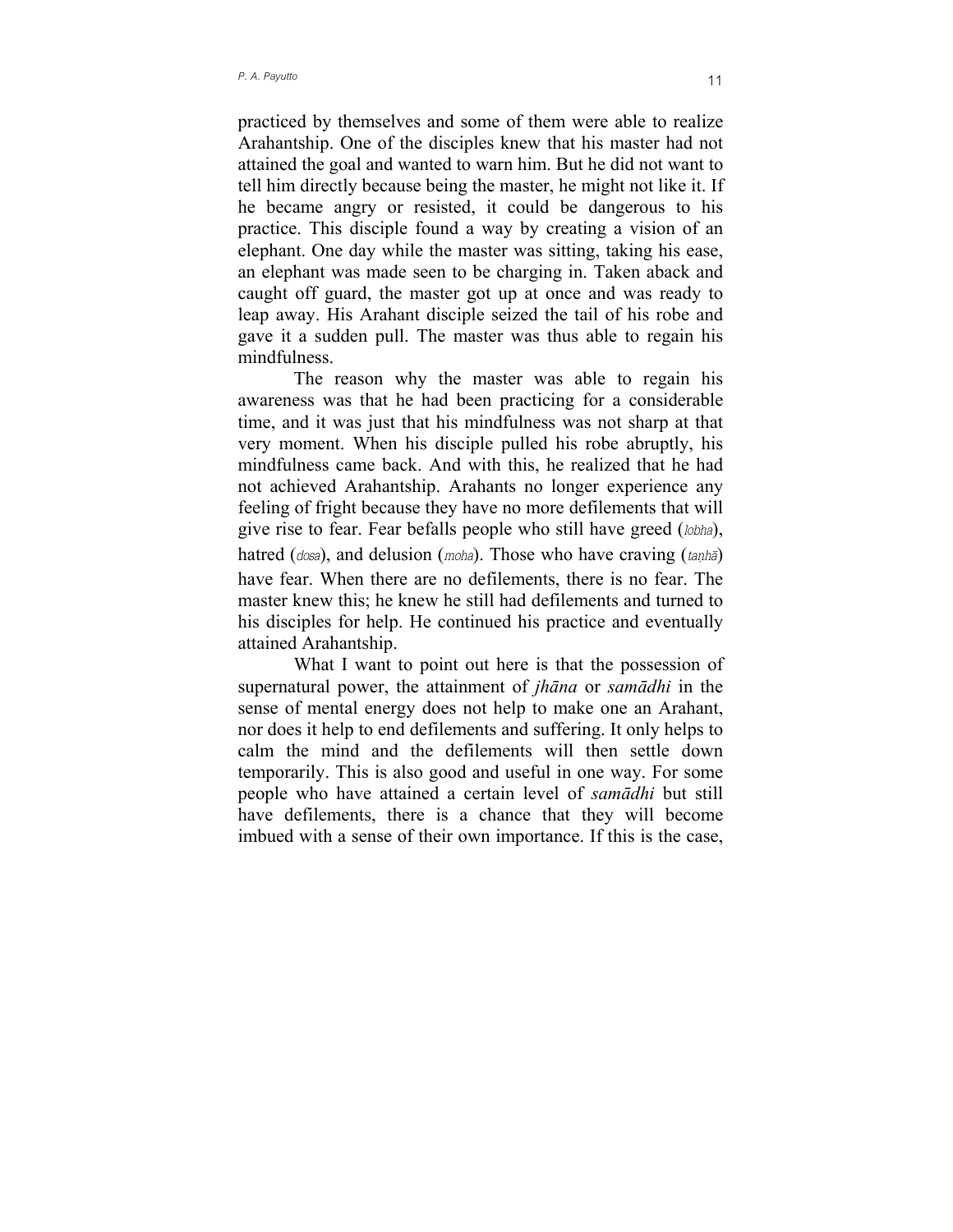practiced by themselves and some of them were able to realize Arahantship. One of the disciples knew that his master had not attained the goal and wanted to warn him. But he did not want to tell him directly because being the master, he might not like it. If he became angry or resisted, it could be dangerous to his practice. This disciple found a way by creating a vision of an elephant. One day while the master was sitting, taking his ease, an elephant was made seen to be charging in. Taken aback and caught off guard, the master got up at once and was ready to leap away. His Arahant disciple seized the tail of his robe and gave it a sudden pull. The master was thus able to regain his mindfulness.

The reason why the master was able to regain his awareness was that he had been practicing for a considerable time, and it was just that his mindfulness was not sharp at that very moment. When his disciple pulled his robe abruptly, his mindfulness came back. And with this, he realized that he had not achieved Arahantship. Arahants no longer experience any feeling of fright because they have no more defilements that will give rise to fear. Fear befalls people who still have greed (*lobha*), hatred (*dosa*), and delusion (*moha*). Those who have craving (*taṇhā*) have fear. When there are no defilements, there is no fear. The master knew this; he knew he still had defilements and turned to his disciples for help. He continued his practice and eventually attained Arahantship.

What I want to point out here is that the possession of supernatural power, the attainment of *jhāna* or *samādhi* in the sense of mental energy does not help to make one an Arahant, nor does it help to end defilements and suffering. It only helps to calm the mind and the defilements will then settle down temporarily. This is also good and useful in one way. For some people who have attained a certain level of *samādhi* but still have defilements, there is a chance that they will become imbued with a sense of their own importance. If this is the case,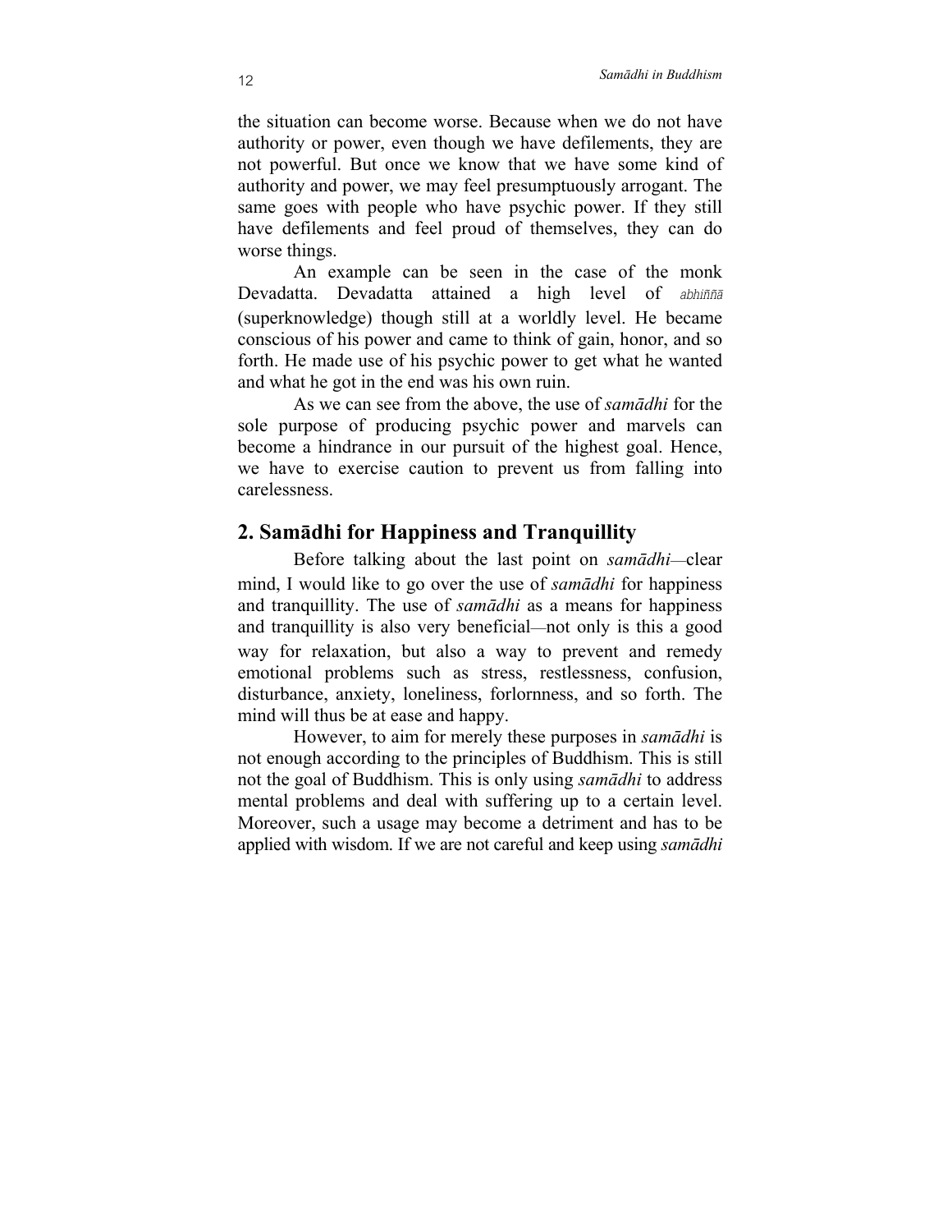the situation can become worse. Because when we do not have authority or power, even though we have defilements, they are not powerful. But once we know that we have some kind of authority and power, we may feel presumptuously arrogant. The same goes with people who have psychic power. If they still have defilements and feel proud of themselves, they can do worse things.

An example can be seen in the case of the monk Devadatta. Devadatta attained a high level of *abhiññā* (superknowledge) though still at a worldly level. He became conscious of his power and came to think of gain, honor, and so forth. He made use of his psychic power to get what he wanted and what he got in the end was his own ruin.

As we can see from the above, the use of *samādhi* for the sole purpose of producing psychic power and marvels can become a hindrance in our pursuit of the highest goal. Hence, we have to exercise caution to prevent us from falling into carelessness.

## 2. Samādhi for Happiness and Tranquillity

Before talking about the last point on *samādhi*—clear mind, I would like to go over the use of *samādhi* for happiness and tranquillity. The use of *samādhi* as a means for happiness and tranquillity is also very beneficial—not only is this a good way for relaxation, but also a way to prevent and remedy emotional problems such as stress, restlessness, confusion, disturbance, anxiety, loneliness, forlornness, and so forth. The mind will thus be at ease and happy.

However, to aim for merely these purposes in *samādhi* is not enough according to the principles of Buddhism. This is still not the goal of Buddhism. This is only using *samādhi* to address mental problems and deal with suffering up to a certain level. Moreover, such a usage may become a detriment and has to be applied with wisdom. If we are not careful and keep using *samādhi*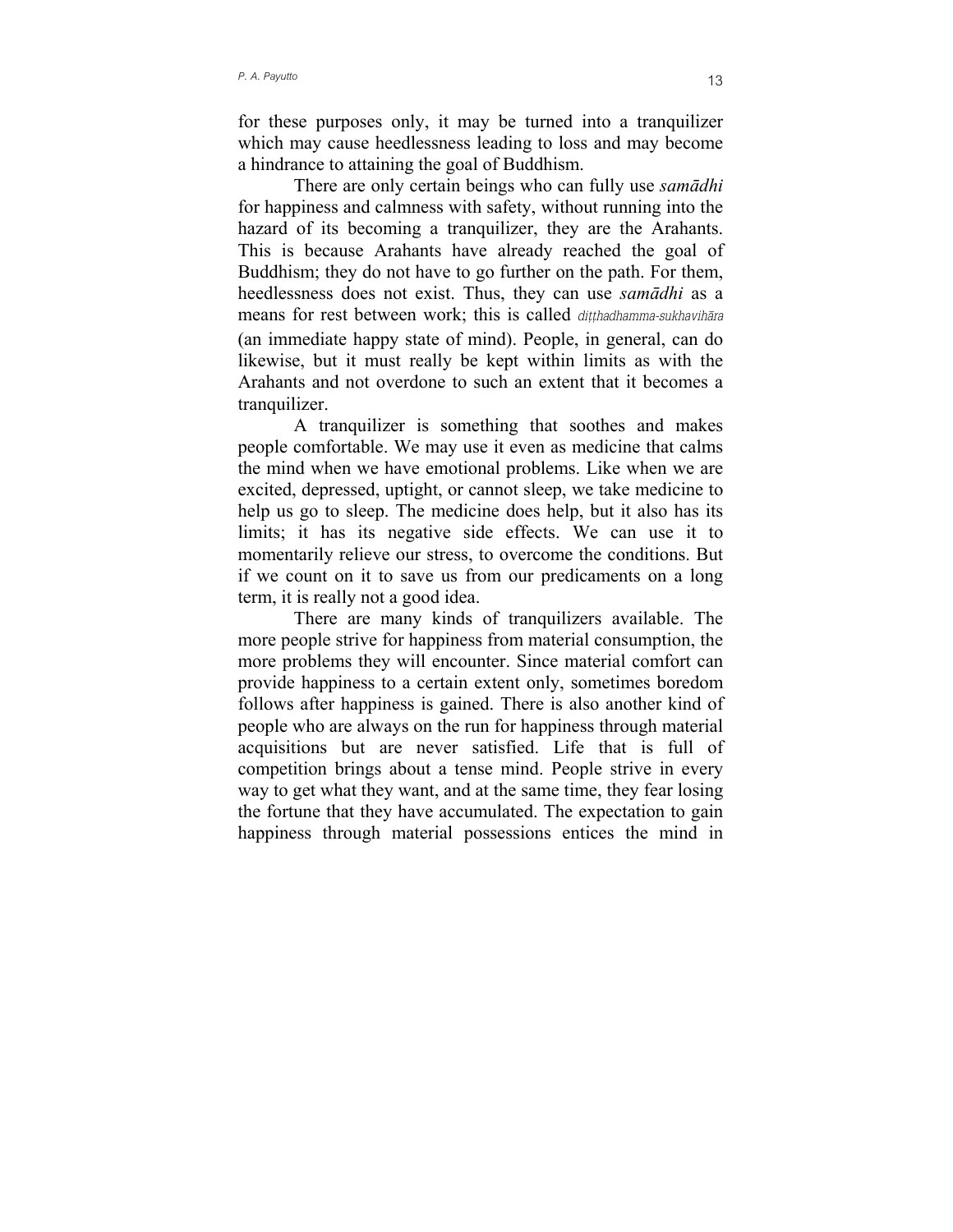for these purposes only, it may be turned into a tranquilizer which may cause heedlessness leading to loss and may become a hindrance to attaining the goal of Buddhism.

There are only certain beings who can fully use *samādhi* for happiness and calmness with safety, without running into the hazard of its becoming a tranquilizer, they are the Arahants. This is because Arahants have already reached the goal of Buddhism; they do not have to go further on the path. For them, heedlessness does not exist. Thus, they can use *samādhi* as a means for rest between work; this is called *diṭṭhadhamma-sukhavihāra* (an immediate happy state of mind). People, in general, can do likewise, but it must really be kept within limits as with the Arahants and not overdone to such an extent that it becomes a tranquilizer.

A tranquilizer is something that soothes and makes people comfortable. We may use it even as medicine that calms the mind when we have emotional problems. Like when we are excited, depressed, uptight, or cannot sleep, we take medicine to help us go to sleep. The medicine does help, but it also has its limits; it has its negative side effects. We can use it to momentarily relieve our stress, to overcome the conditions. But if we count on it to save us from our predicaments on a long term, it is really not a good idea.

There are many kinds of tranquilizers available. The more people strive for happiness from material consumption, the more problems they will encounter. Since material comfort can provide happiness to a certain extent only, sometimes boredom follows after happiness is gained. There is also another kind of people who are always on the run for happiness through material acquisitions but are never satisfied. Life that is full of competition brings about a tense mind. People strive in every way to get what they want, and at the same time, they fear losing the fortune that they have accumulated. The expectation to gain happiness through material possessions entices the mind in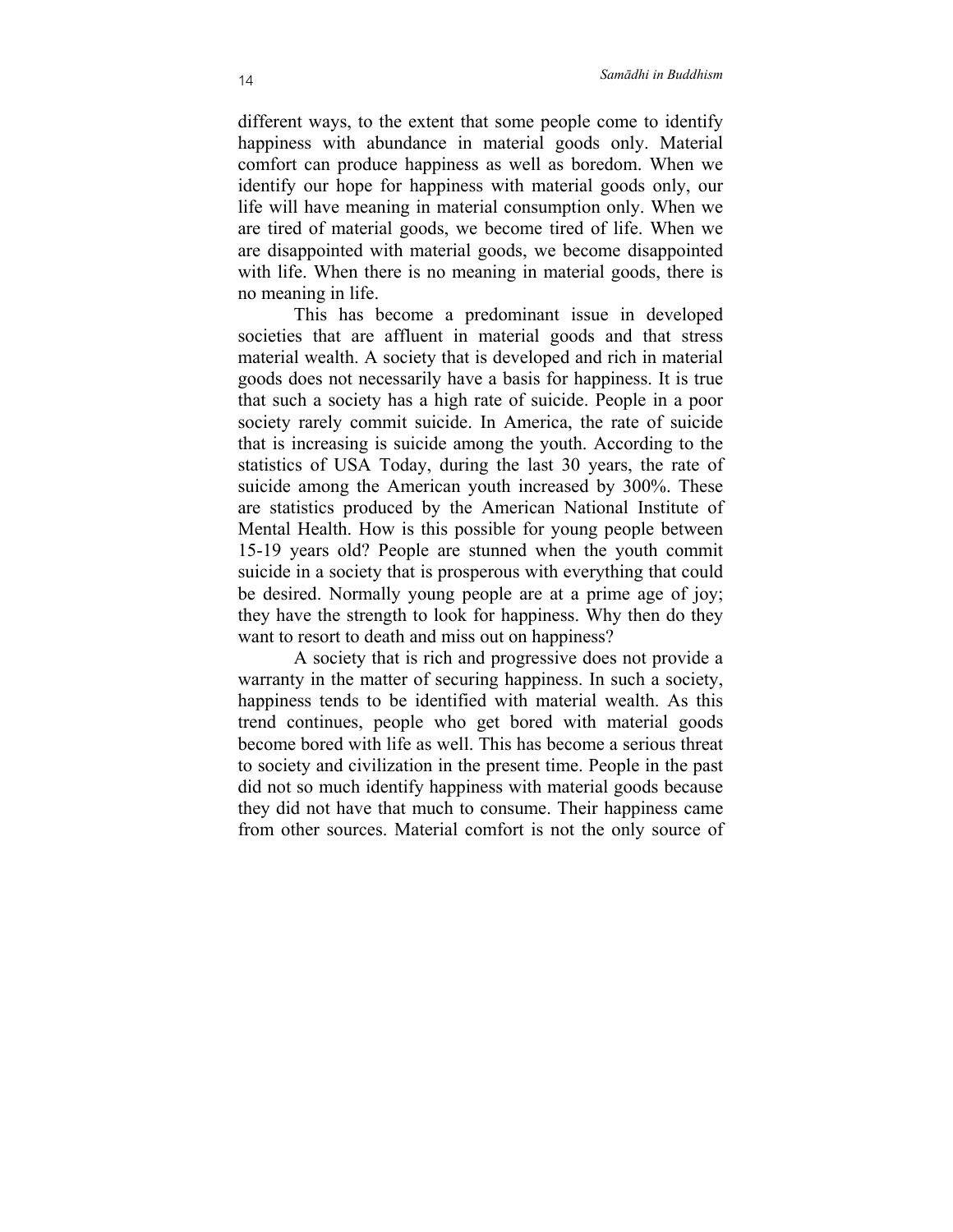different ways, to the extent that some people come to identify happiness with abundance in material goods only. Material comfort can produce happiness as well as boredom. When we identify our hope for happiness with material goods only, our life will have meaning in material consumption only. When we are tired of material goods, we become tired of life. When we are disappointed with material goods, we become disappointed with life. When there is no meaning in material goods, there is no meaning in life.

This has become a predominant issue in developed societies that are affluent in material goods and that stress material wealth. A society that is developed and rich in material goods does not necessarily have a basis for happiness. It is true that such a society has a high rate of suicide. People in a poor society rarely commit suicide. In America, the rate of suicide that is increasing is suicide among the youth. According to the statistics of USA Today, during the last 30 years, the rate of suicide among the American youth increased by 300%. These are statistics produced by the American National Institute of Mental Health. How is this possible for young people between 15-19 years old? People are stunned when the youth commit suicide in a society that is prosperous with everything that could be desired. Normally young people are at a prime age of joy; they have the strength to look for happiness. Why then do they want to resort to death and miss out on happiness?

A society that is rich and progressive does not provide a warranty in the matter of securing happiness. In such a society, happiness tends to be identified with material wealth. As this trend continues, people who get bored with material goods become bored with life as well. This has become a serious threat to society and civilization in the present time. People in the past did not so much identify happiness with material goods because they did not have that much to consume. Their happiness came from other sources. Material comfort is not the only source of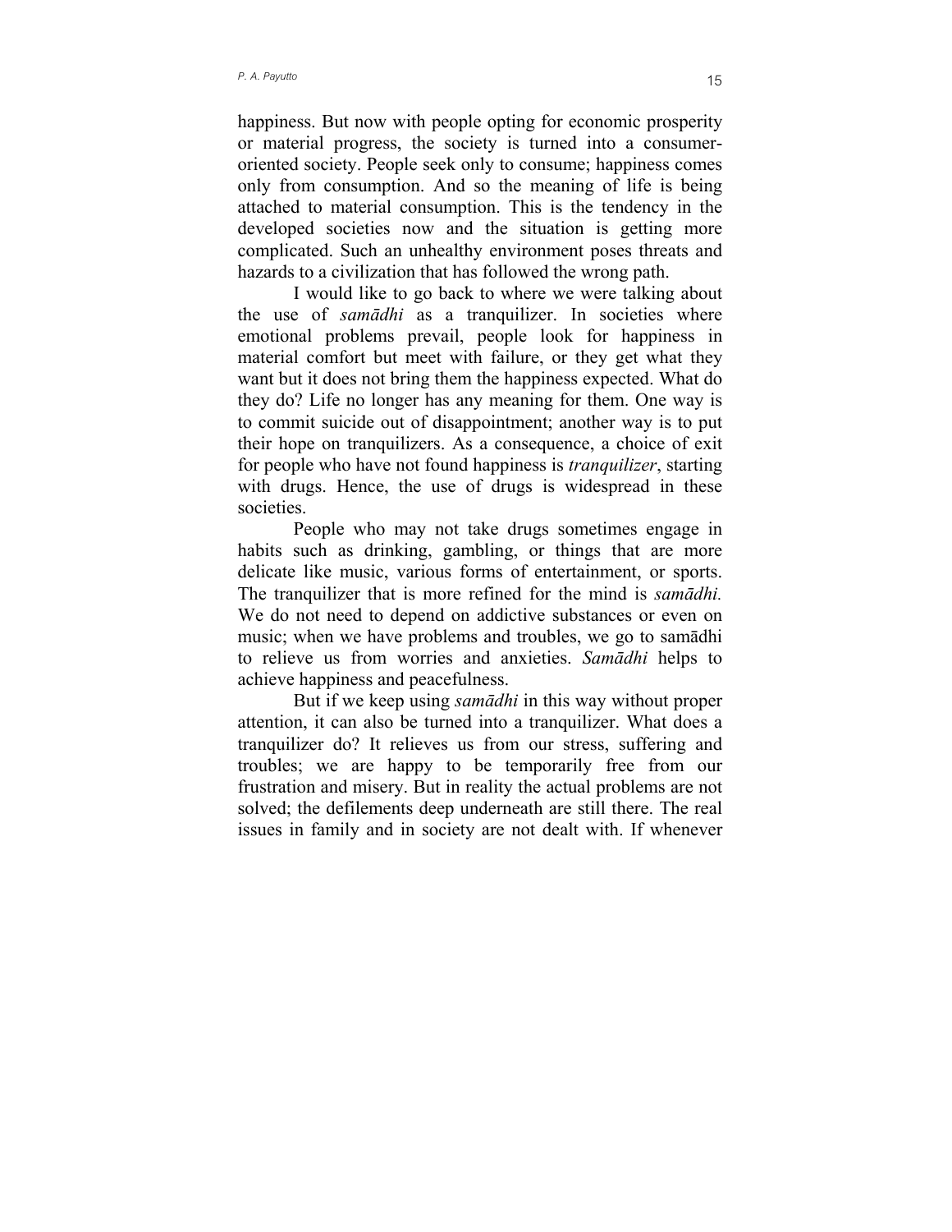happiness. But now with people opting for economic prosperity or material progress, the society is turned into a consumer-oriented society. People seek only to consume; happiness comes only from consumption. And so the meaning of life is being attached to material consumption. This is the tendency in the developed societies now and the situation is getting more complicated. Such an unhealthy environment poses threats and hazards to a civilization that has followed the wrong path.

I would like to go back to where we were talking about the use of *samādhi* as a tranquilizer. In societies where emotional problems prevail, people look for happiness in material comfort but meet with failure, or they get what they want but it does not bring them the happiness expected. What do they do? Life no longer has any meaning for them. One way is to commit suicide out of disappointment; another way is to put their hope on tranquilizers. As a consequence, a choice of exit for people who have not found happiness is *tranquilizer*, starting with drugs. Hence, the use of drugs is widespread in these societies.

People who may not take drugs sometimes engage in habits such as drinking, gambling, or things that are more delicate like music, various forms of entertainment, or sports. The tranquilizer that is more refined for the mind is *samādhi.* We do not need to depend on addictive substances or even on music; when we have problems and troubles, we go to samādhi to relieve us from worries and anxieties. *Samādhi* helps to achieve happiness and peacefulness.

But if we keep using *samādhi* in this way without proper attention, it can also be turned into a tranquilizer. What does a tranquilizer do? It relieves us from our stress, suffering and troubles; we are happy to be temporarily free from our frustration and misery. But in reality the actual problems are not solved; the defilements deep underneath are still there. The real issues in family and in society are not dealt with. If whenever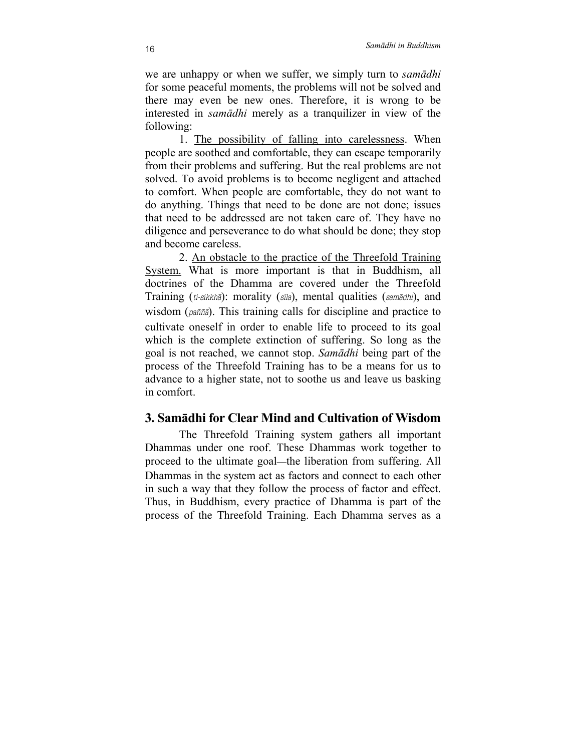we are unhappy or when we suffer, we simply turn to *samādhi* for some peaceful moments, the problems will not be solved and there may even be new ones. Therefore, it is wrong to be interested in *samādhi* merely as a tranquilizer in view of the following:

1. <u>The possibility of falling into carelessness</u>. When people are soothed and comfortable, they can escape temporarily from their problems and suffering. But the real problems are not solved. To avoid problems is to become negligent and attached to comfort. When people are comfortable, they do not want to do anything. Things that need to be done are not done; issues that need to be addressed are not taken care of. They have no diligence and perseverance to do what should be done; they stop and become careless.

2. <u>An obstacle to the practice of the Threefold Training System.</u> What is more important is that in Buddhism, all doctrines of the Dhamma are covered under the Threefold Training (*ti-sikkhā*): morality (*sīla*), mental qualities (*samādhi*), and wisdom (*paññā*). This training calls for discipline and practice to cultivate oneself in order to enable life to proceed to its goal which is the complete extinction of suffering. So long as the goal is not reached, we cannot stop. *Samādhi* being part of the process of the Threefold Training has to be a means for us to advance to a higher state, not to soothe us and leave us basking in comfort.

## 3. Samādhi for Clear Mind and Cultivation of Wisdom

The Threefold Training system gathers all important Dhammas under one roof. These Dhammas work together to proceed to the ultimate goal—the liberation from suffering. All Dhammas in the system act as factors and connect to each other in such a way that they follow the process of factor and effect. Thus, in Buddhism, every practice of Dhamma is part of the process of the Threefold Training. Each Dhamma serves as a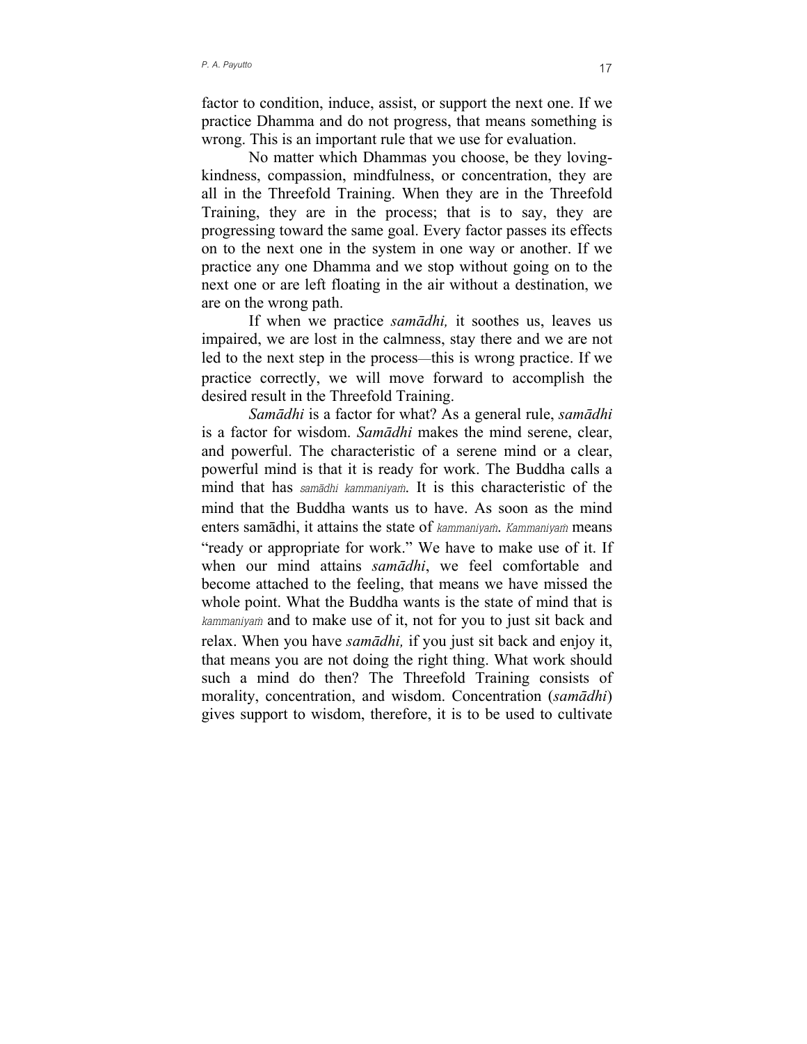factor to condition, induce, assist, or support the next one. If we practice Dhamma and do not progress, that means something is wrong. This is an important rule that we use for evaluation.

No matter which Dhammas you choose, be they loving-kindness, compassion, mindfulness, or concentration, they are all in the Threefold Training. When they are in the Threefold Training, they are in the process; that is to say, they are progressing toward the same goal. Every factor passes its effects on to the next one in the system in one way or another. If we practice any one Dhamma and we stop without going on to the next one or are left floating in the air without a destination, we are on the wrong path.

If when we practice *samādhi,* it soothes us, leaves us impaired, we are lost in the calmness, stay there and we are not led to the next step in the process—this is wrong practice. If we practice correctly, we will move forward to accomplish the desired result in the Threefold Training.

*Samādhi* is a factor for what? As a general rule, *samādhi* is a factor for wisdom. *Samādhi* makes the mind serene, clear, and powerful. The characteristic of a serene mind or a clear, powerful mind is that it is ready for work. The Buddha calls a mind that has *samādhi kammaniyaṁ*. It is this characteristic of the mind that the Buddha wants us to have. As soon as the mind enters samādhi, it attains the state of *kammaniyaṁ*. *Kammaniyaṁ* means "ready or appropriate for work." We have to make use of it. If when our mind attains *samādhi*, we feel comfortable and become attached to the feeling, that means we have missed the whole point. What the Buddha wants is the state of mind that is *kammaniyaṁ* and to make use of it, not for you to just sit back and relax. When you have *samādhi,* if you just sit back and enjoy it, that means you are not doing the right thing. What work should such a mind do then? The Threefold Training consists of morality, concentration, and wisdom. Concentration (*samādhi*) gives support to wisdom, therefore, it is to be used to cultivate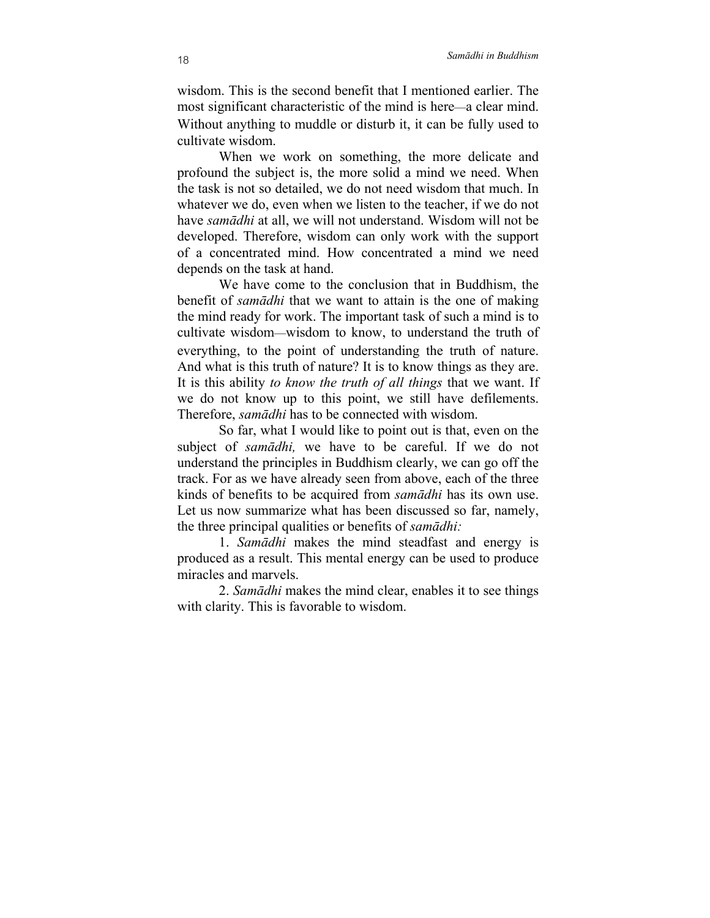wisdom. This is the second benefit that I mentioned earlier. The most significant characteristic of the mind is here—a clear mind. Without anything to muddle or disturb it, it can be fully used to cultivate wisdom.

When we work on something, the more delicate and profound the subject is, the more solid a mind we need. When the task is not so detailed, we do not need wisdom that much. In whatever we do, even when we listen to the teacher, if we do not have *samādhi* at all, we will not understand. Wisdom will not be developed. Therefore, wisdom can only work with the support of a concentrated mind. How concentrated a mind we need depends on the task at hand.

We have come to the conclusion that in Buddhism, the benefit of *samādhi* that we want to attain is the one of making the mind ready for work. The important task of such a mind is to cultivate wisdom—wisdom to know, to understand the truth of everything, to the point of understanding the truth of nature. And what is this truth of nature? It is to know things as they are. It is this ability *to know the truth of all things* that we want. If we do not know up to this point, we still have defilements. Therefore, *samādhi* has to be connected with wisdom.

So far, what I would like to point out is that, even on the subject of *samādhi,* we have to be careful. If we do not understand the principles in Buddhism clearly, we can go off the track. For as we have already seen from above, each of the three kinds of benefits to be acquired from *samādhi* has its own use. Let us now summarize what has been discussed so far, namely, the three principal qualities or benefits of *samādhi:*

1. *Samādhi* makes the mind steadfast and energy is produced as a result. This mental energy can be used to produce miracles and marvels.

2. *Samādhi* makes the mind clear, enables it to see things with clarity. This is favorable to wisdom.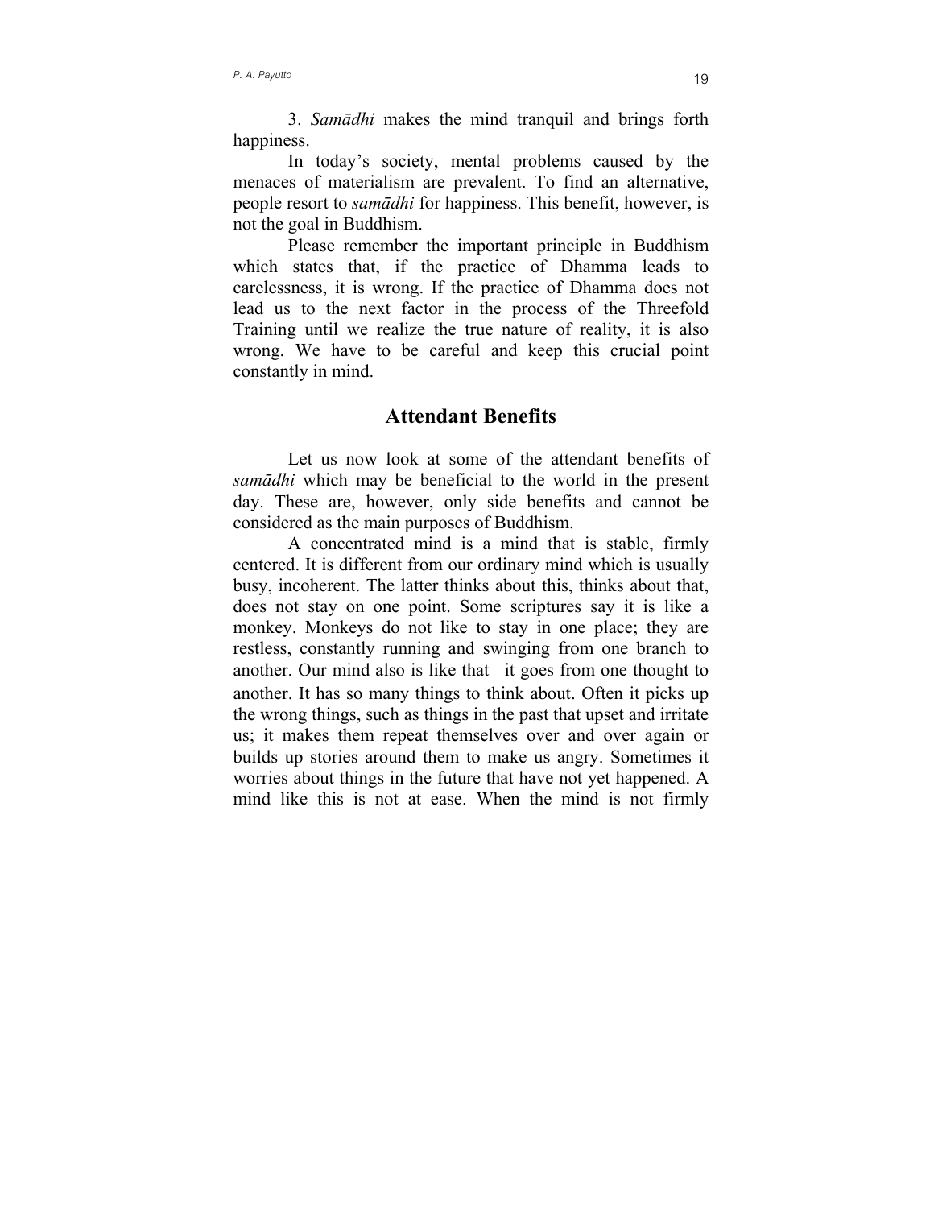3. *Samādhi* makes the mind tranquil and brings forth happiness.

In today's society, mental problems caused by the menaces of materialism are prevalent. To find an alternative, people resort to *samādhi* for happiness. This benefit, however, is not the goal in Buddhism.

Please remember the important principle in Buddhism which states that, if the practice of Dhamma leads to carelessness, it is wrong. If the practice of Dhamma does not lead us to the next factor in the process of the Threefold Training until we realize the true nature of reality, it is also wrong. We have to be careful and keep this crucial point constantly in mind.

## Attendant Benefits

Let us now look at some of the attendant benefits of *samādhi* which may be beneficial to the world in the present day. These are, however, only side benefits and cannot be considered as the main purposes of Buddhism.

A concentrated mind is a mind that is stable, firmly centered. It is different from our ordinary mind which is usually busy, incoherent. The latter thinks about this, thinks about that, does not stay on one point. Some scriptures say it is like a monkey. Monkeys do not like to stay in one place; they are restless, constantly running and swinging from one branch to another. Our mind also is like that—it goes from one thought to another. It has so many things to think about. Often it picks up the wrong things, such as things in the past that upset and irritate us; it makes them repeat themselves over and over again or builds up stories around them to make us angry. Sometimes it worries about things in the future that have not yet happened. A mind like this is not at ease. When the mind is not firmly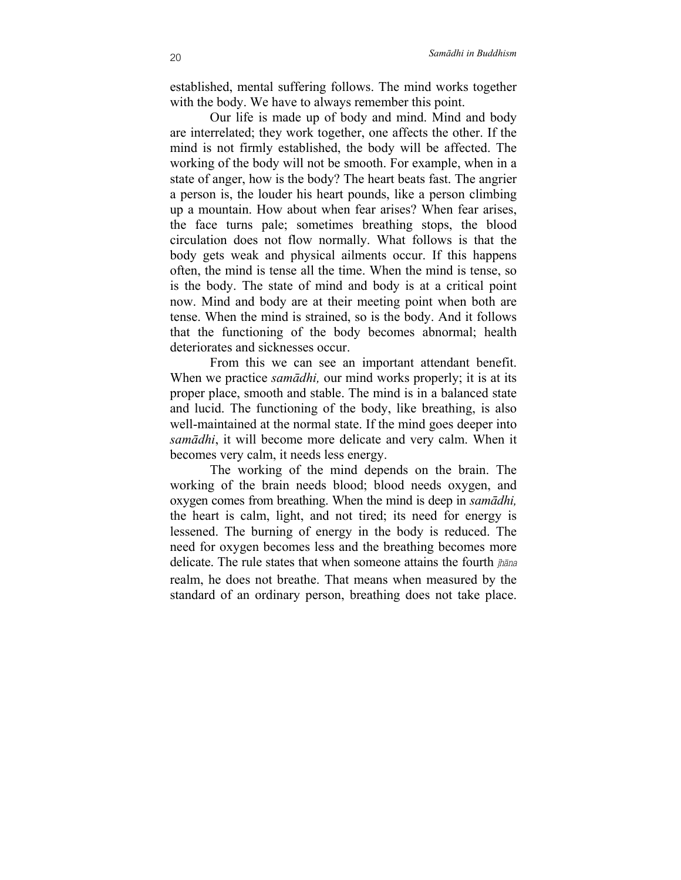established, mental suffering follows. The mind works together with the body. We have to always remember this point.

Our life is made up of body and mind. Mind and body are interrelated; they work together, one affects the other. If the mind is not firmly established, the body will be affected. The working of the body will not be smooth. For example, when in a state of anger, how is the body? The heart beats fast. The angrier a person is, the louder his heart pounds, like a person climbing up a mountain. How about when fear arises? When fear arises, the face turns pale; sometimes breathing stops, the blood circulation does not flow normally. What follows is that the body gets weak and physical ailments occur. If this happens often, the mind is tense all the time. When the mind is tense, so is the body. The state of mind and body is at a critical point now. Mind and body are at their meeting point when both are tense. When the mind is strained, so is the body. And it follows that the functioning of the body becomes abnormal; health deteriorates and sicknesses occur.

From this we can see an important attendant benefit. When we practice *samādhi,* our mind works properly; it is at its proper place, smooth and stable. The mind is in a balanced state and lucid. The functioning of the body, like breathing, is also well-maintained at the normal state. If the mind goes deeper into *samādhi*, it will become more delicate and very calm. When it becomes very calm, it needs less energy.

The working of the mind depends on the brain. The working of the brain needs blood; blood needs oxygen, and oxygen comes from breathing. When the mind is deep in *samādhi,* the heart is calm, light, and not tired; its need for energy is lessened. The burning of energy in the body is reduced. The need for oxygen becomes less and the breathing becomes more delicate. The rule states that when someone attains the fourth *jhāna* realm, he does not breathe. That means when measured by the standard of an ordinary person, breathing does not take place.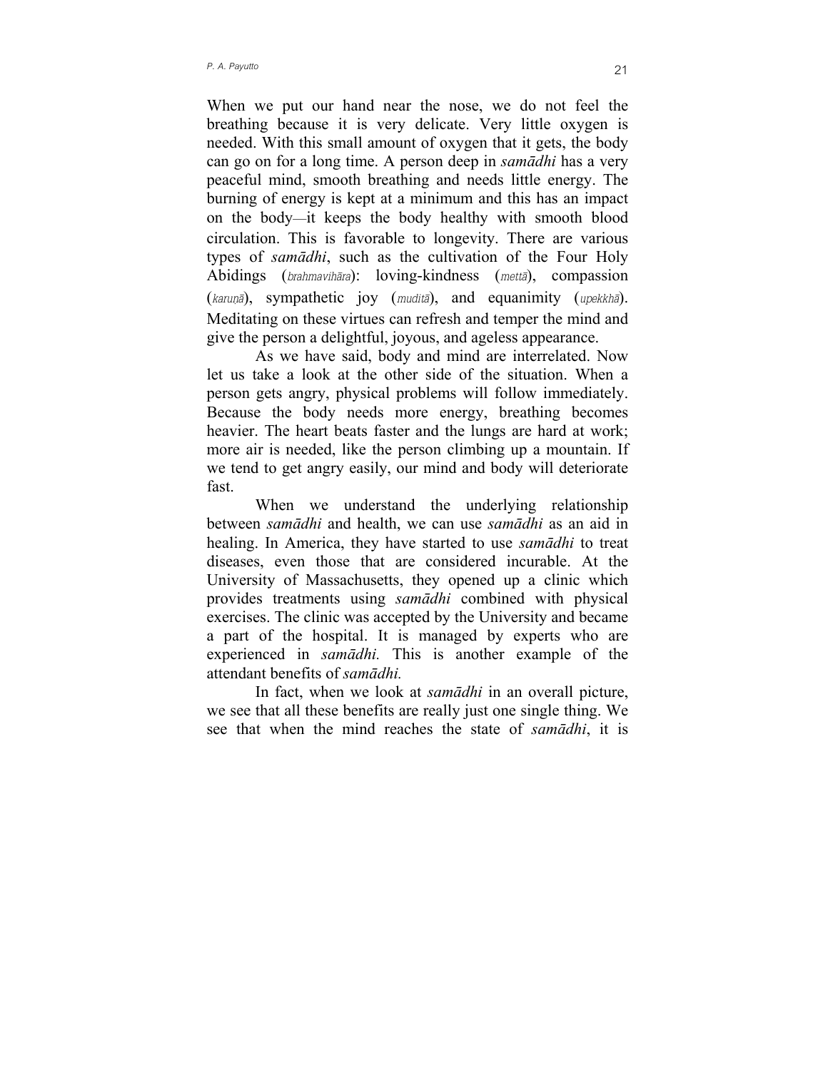When we put our hand near the nose, we do not feel the breathing because it is very delicate. Very little oxygen is needed. With this small amount of oxygen that it gets, the body can go on for a long time. A person deep in *samādhi* has a very peaceful mind, smooth breathing and needs little energy. The burning of energy is kept at a minimum and this has an impact on the body—it keeps the body healthy with smooth blood circulation. This is favorable to longevity. There are various types of *samādhi*, such as the cultivation of the Four Holy Abidings (*brahmavihāra*): loving-kindness (*mettā*), compassion (*karuṇā*), sympathetic joy (*muditā*), and equanimity (*upekkhā*). Meditating on these virtues can refresh and temper the mind and give the person a delightful, joyous, and ageless appearance.

As we have said, body and mind are interrelated. Now let us take a look at the other side of the situation. When a person gets angry, physical problems will follow immediately. Because the body needs more energy, breathing becomes heavier. The heart beats faster and the lungs are hard at work; more air is needed, like the person climbing up a mountain. If we tend to get angry easily, our mind and body will deteriorate fast.

When we understand the underlying relationship between *samādhi* and health, we can use *samādhi* as an aid in healing. In America, they have started to use *samādhi* to treat diseases, even those that are considered incurable. At the University of Massachusetts, they opened up a clinic which provides treatments using *samādhi* combined with physical exercises. The clinic was accepted by the University and became a part of the hospital. It is managed by experts who are experienced in *samādhi.* This is another example of the attendant benefits of *samādhi.*

In fact, when we look at *samādhi* in an overall picture, we see that all these benefits are really just one single thing. We see that when the mind reaches the state of *samādhi*, it is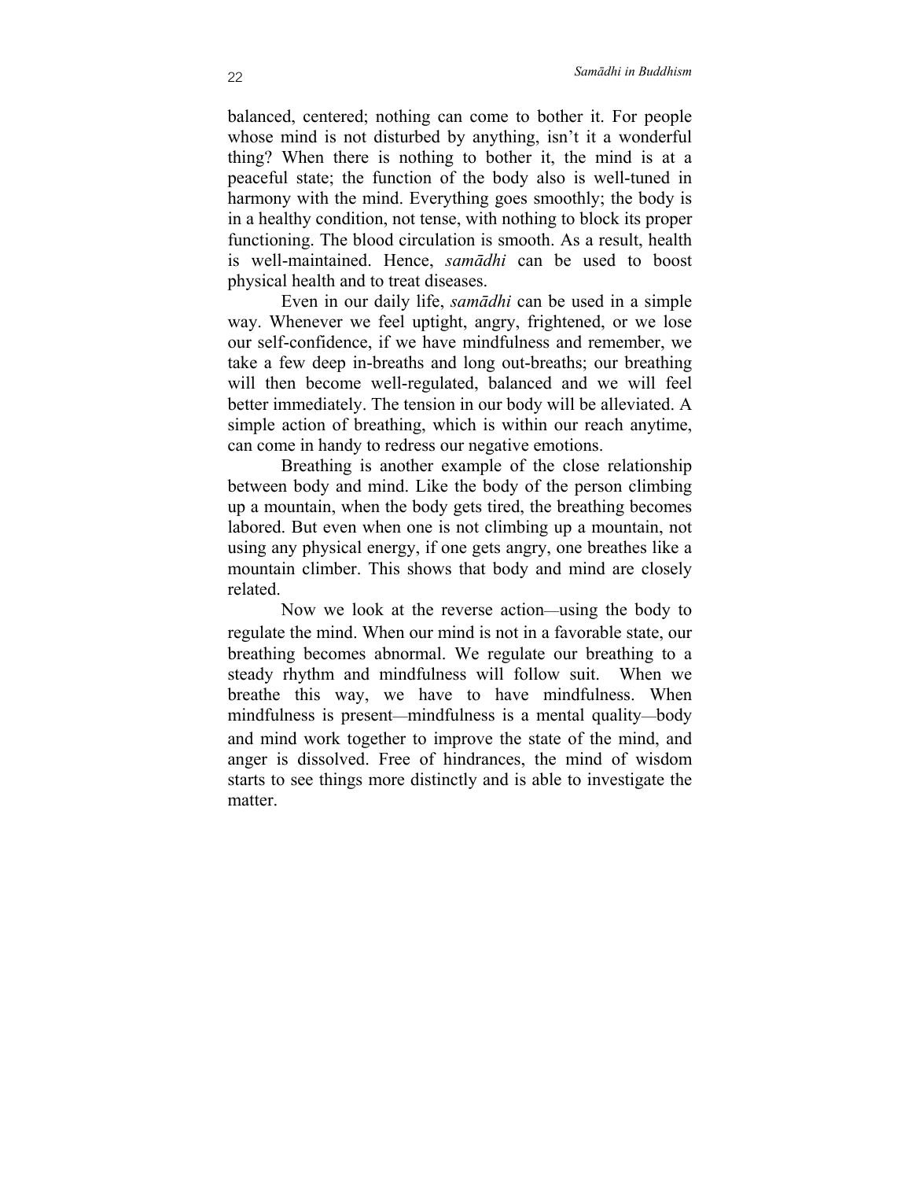balanced, centered; nothing can come to bother it. For people whose mind is not disturbed by anything, isn't it a wonderful thing? When there is nothing to bother it, the mind is at a peaceful state; the function of the body also is well-tuned in harmony with the mind. Everything goes smoothly; the body is in a healthy condition, not tense, with nothing to block its proper functioning. The blood circulation is smooth. As a result, health is well-maintained. Hence, *samādhi* can be used to boost physical health and to treat diseases.

Even in our daily life, *samādhi* can be used in a simple way. Whenever we feel uptight, angry, frightened, or we lose our self-confidence, if we have mindfulness and remember, we take a few deep in-breaths and long out-breaths; our breathing will then become well-regulated, balanced and we will feel better immediately. The tension in our body will be alleviated. A simple action of breathing, which is within our reach anytime, can come in handy to redress our negative emotions.

Breathing is another example of the close relationship between body and mind. Like the body of the person climbing up a mountain, when the body gets tired, the breathing becomes labored. But even when one is not climbing up a mountain, not using any physical energy, if one gets angry, one breathes like a mountain climber. This shows that body and mind are closely related.

Now we look at the reverse action—using the body to regulate the mind. When our mind is not in a favorable state, our breathing becomes abnormal. We regulate our breathing to a steady rhythm and mindfulness will follow suit. When we breathe this way, we have to have mindfulness. When mindfulness is present—mindfulness is a mental quality—body and mind work together to improve the state of the mind, and anger is dissolved. Free of hindrances, the mind of wisdom starts to see things more distinctly and is able to investigate the matter.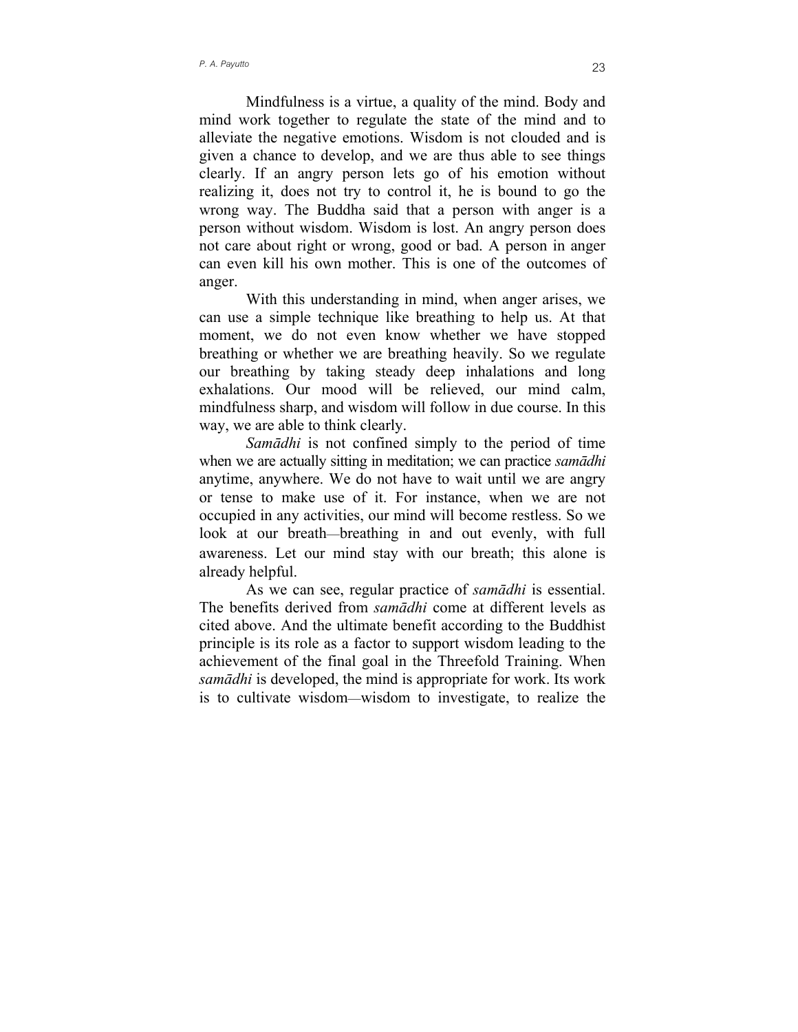Mindfulness is a virtue, a quality of the mind. Body and mind work together to regulate the state of the mind and to alleviate the negative emotions. Wisdom is not clouded and is given a chance to develop, and we are thus able to see things clearly. If an angry person lets go of his emotion without realizing it, does not try to control it, he is bound to go the wrong way. The Buddha said that a person with anger is a person without wisdom. Wisdom is lost. An angry person does not care about right or wrong, good or bad. A person in anger can even kill his own mother. This is one of the outcomes of anger.

With this understanding in mind, when anger arises, we can use a simple technique like breathing to help us. At that moment, we do not even know whether we have stopped breathing or whether we are breathing heavily. So we regulate our breathing by taking steady deep inhalations and long exhalations. Our mood will be relieved, our mind calm, mindfulness sharp, and wisdom will follow in due course. In this way, we are able to think clearly.

*Samādhi* is not confined simply to the period of time when we are actually sitting in meditation; we can practice *samādhi* anytime, anywhere. We do not have to wait until we are angry or tense to make use of it. For instance, when we are not occupied in any activities, our mind will become restless. So we look at our breath—breathing in and out evenly, with full awareness. Let our mind stay with our breath; this alone is already helpful.

As we can see, regular practice of *samādhi* is essential. The benefits derived from *samādhi* come at different levels as cited above. And the ultimate benefit according to the Buddhist principle is its role as a factor to support wisdom leading to the achievement of the final goal in the Threefold Training. When *samādhi* is developed, the mind is appropriate for work. Its work is to cultivate wisdom—wisdom to investigate, to realize the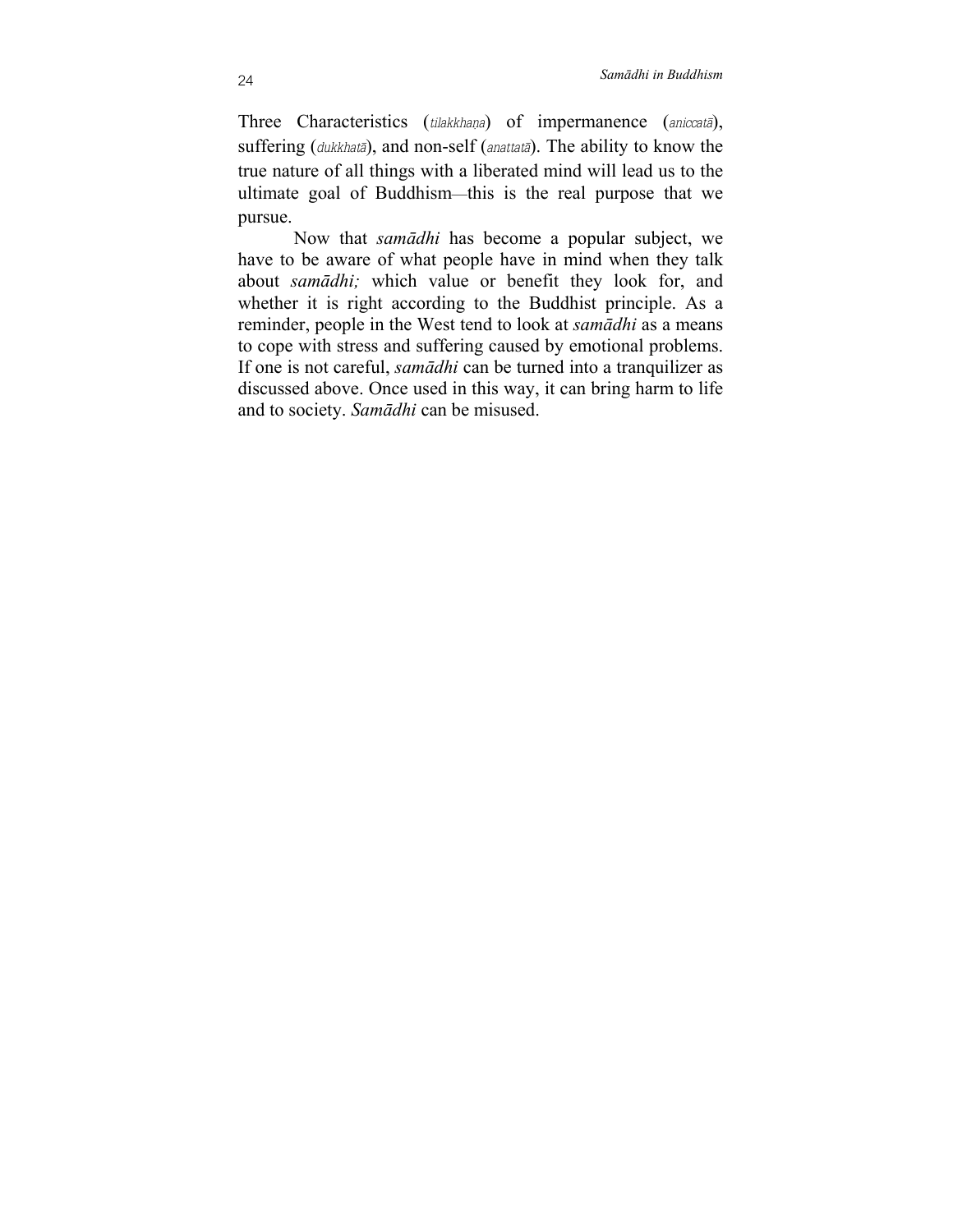Three Characteristics (*tilakkhaṇa*) of impermanence (*aniccatā*), suffering (*dukkhatā*), and non-self (*anattatā*). The ability to know the true nature of all things with a liberated mind will lead us to the ultimate goal of Buddhism—this is the real purpose that we pursue.

Now that *samādhi* has become a popular subject, we have to be aware of what people have in mind when they talk about *samādhi;* which value or benefit they look for, and whether it is right according to the Buddhist principle. As a reminder, people in the West tend to look at *samādhi* as a means to cope with stress and suffering caused by emotional problems. If one is not careful, *samādhi* can be turned into a tranquilizer as discussed above. Once used in this way, it can bring harm to life and to society. *Samādhi* can be misused.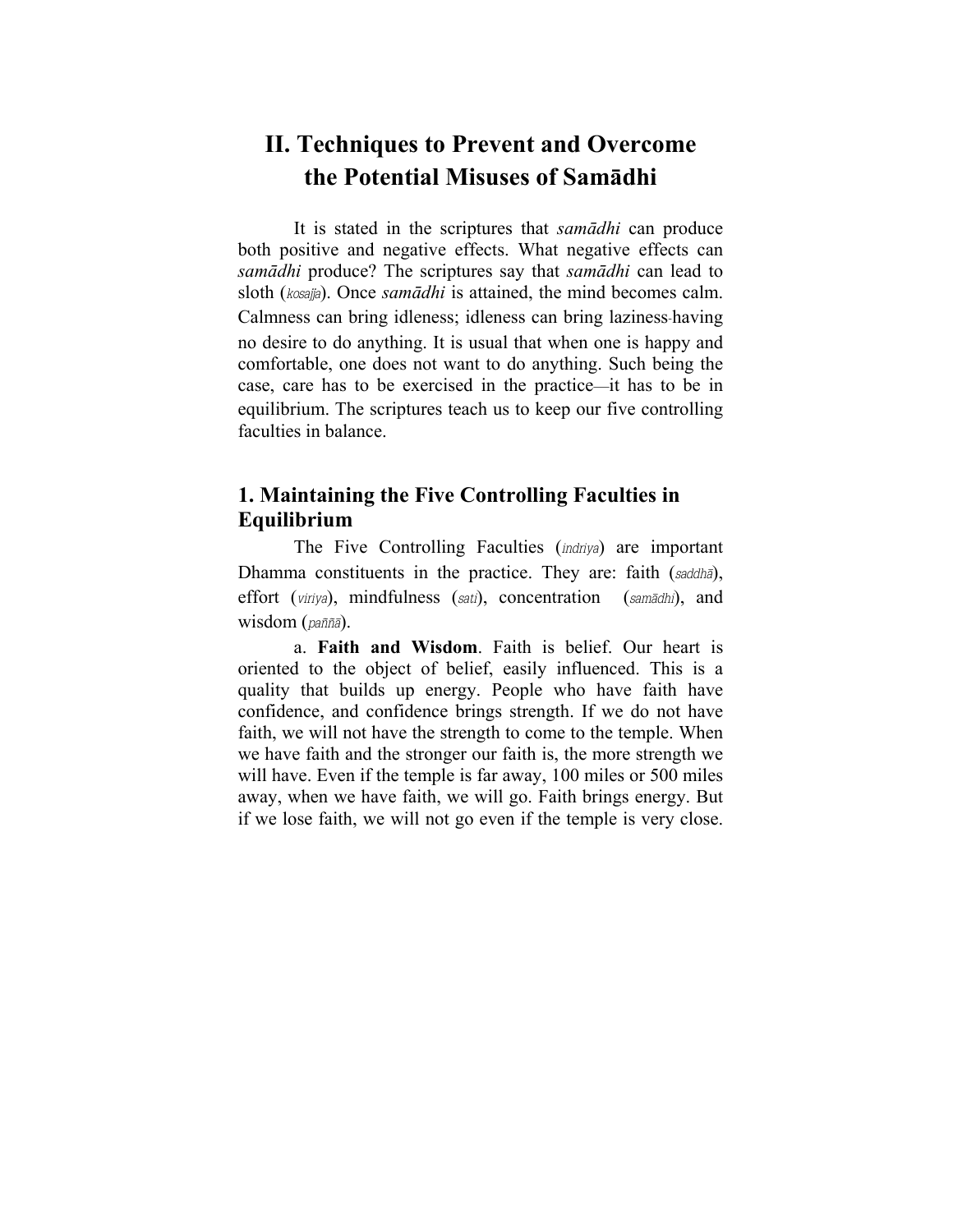# II. Techniques to Prevent and Overcome the Potential Misuses of Samādhi

It is stated in the scriptures that *samādhi* can produce both positive and negative effects. What negative effects can *samādhi* produce? The scriptures say that *samādhi* can lead to sloth (*kosajja*). Once *samādhi* is attained, the mind becomes calm. Calmness can bring idleness; idleness can bring laziness-having no desire to do anything. It is usual that when one is happy and comfortable, one does not want to do anything. Such being the case, care has to be exercised in the practice—it has to be in equilibrium. The scriptures teach us to keep our five controlling faculties in balance.

## 1. Maintaining the Five Controlling Faculties in Equilibrium

The Five Controlling Faculties (*indriya*) are important Dhamma constituents in the practice. They are: faith (*saddhā*), effort (*viriya*), mindfulness (*sati*), concentration (*samādhi*), and wisdom (*paññā*).

a. **Faith and Wisdom**. Faith is belief. Our heart is oriented to the object of belief, easily influenced. This is a quality that builds up energy. People who have faith have confidence, and confidence brings strength. If we do not have faith, we will not have the strength to come to the temple. When we have faith and the stronger our faith is, the more strength we will have. Even if the temple is far away, 100 miles or 500 miles away, when we have faith, we will go. Faith brings energy. But if we lose faith, we will not go even if the temple is very close.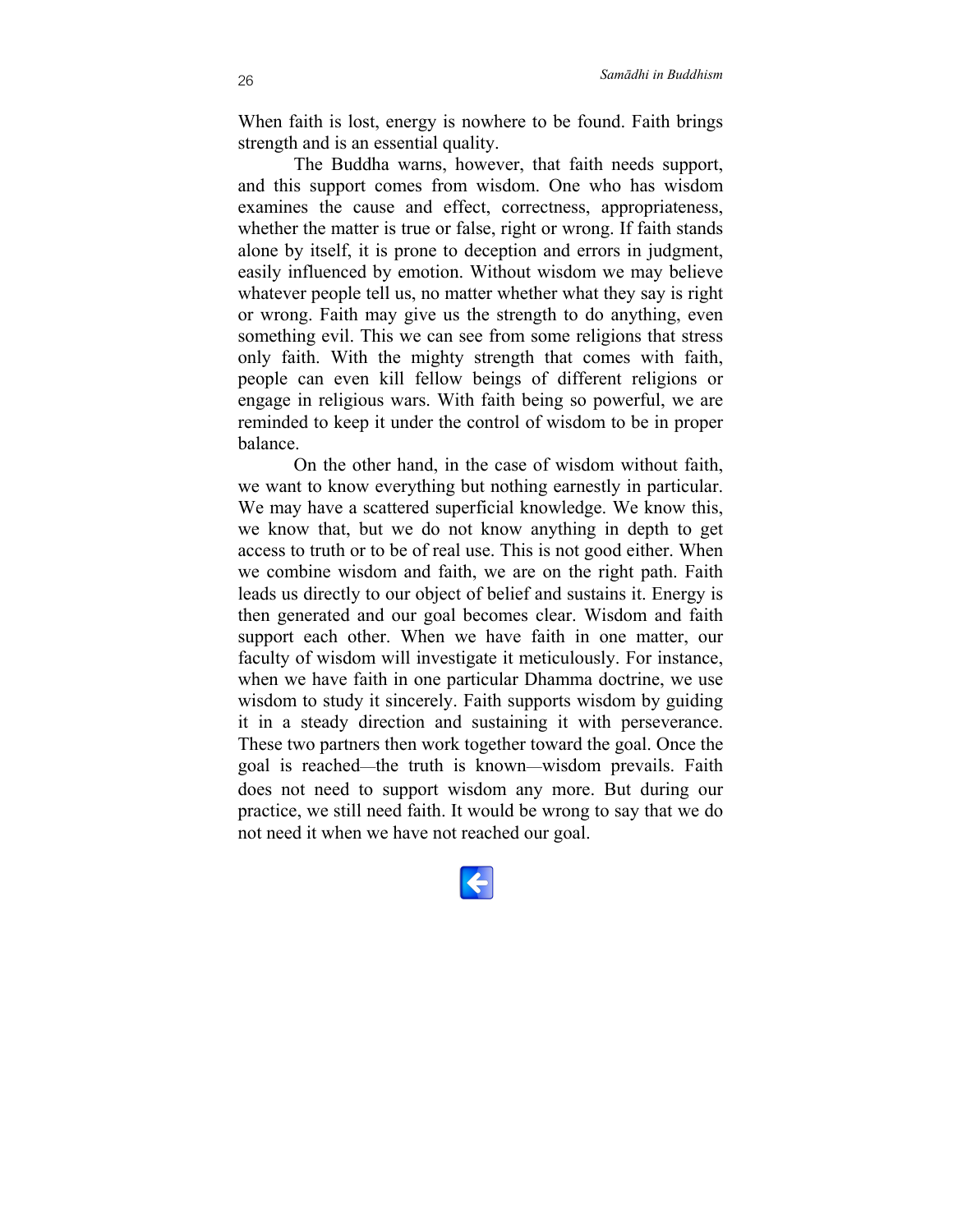When faith is lost, energy is nowhere to be found. Faith brings strength and is an essential quality.

The Buddha warns, however, that faith needs support, and this support comes from wisdom. One who has wisdom examines the cause and effect, correctness, appropriateness, whether the matter is true or false, right or wrong. If faith stands alone by itself, it is prone to deception and errors in judgment, easily influenced by emotion. Without wisdom we may believe whatever people tell us, no matter whether what they say is right or wrong. Faith may give us the strength to do anything, even something evil. This we can see from some religions that stress only faith. With the mighty strength that comes with faith, people can even kill fellow beings of different religions or engage in religious wars. With faith being so powerful, we are reminded to keep it under the control of wisdom to be in proper balance.

On the other hand, in the case of wisdom without faith, we want to know everything but nothing earnestly in particular. We may have a scattered superficial knowledge. We know this, we know that, but we do not know anything in depth to get access to truth or to be of real use. This is not good either. When we combine wisdom and faith, we are on the right path. Faith leads us directly to our object of belief and sustains it. Energy is then generated and our goal becomes clear. Wisdom and faith support each other. When we have faith in one matter, our faculty of wisdom will investigate it meticulously. For instance, when we have faith in one particular Dhamma doctrine, we use wisdom to study it sincerely. Faith supports wisdom by guiding it in a steady direction and sustaining it with perseverance. These two partners then work together toward the goal. Once the goal is reached—the truth is known—wisdom prevails. Faith does not need to support wisdom any more. But during our practice, we still need faith. It would be wrong to say that we do not need it when we have not reached our goal.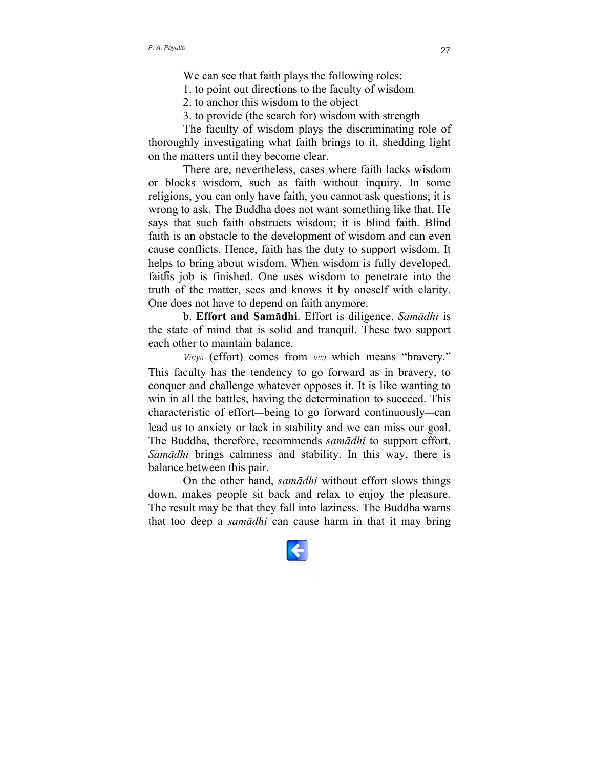We can see that faith plays the following roles:

1. to point out directions to the faculty of wisdom
2. to anchor this wisdom to the object
3. to provide (the search for) wisdom with strength

The faculty of wisdom plays the discriminating role of thoroughly investigating what faith brings to it, shedding light on the matters until they become clear.

There are, nevertheless, cases where faith lacks wisdom or blocks wisdom, such as faith without inquiry. In some religions, you can only have faith, you cannot ask questions; it is wrong to ask. The Buddha does not want something like that. He says that such faith obstructs wisdom; it is blind faith. Blind faith is an obstacle to the development of wisdom and can even cause conflicts. Hence, faith has the duty to support wisdom. It helps to bring about wisdom. When wisdom is fully developed, faith's job is finished. One uses wisdom to penetrate into the truth of the matter, sees and knows it by oneself with clarity. One does not have to depend on faith anymore.

b. **Effort and Samādhi**. Effort is diligence. *Samādhi* is the state of mind that is solid and tranquil. These two support each other to maintain balance.

*Viriya* (effort) comes from *vira* which means "bravery." This faculty has the tendency to go forward as in bravery, to conquer and challenge whatever opposes it. It is like wanting to win in all the battles, having the determination to succeed. This characteristic of effort—being to go forward continuously—can lead us to anxiety or lack in stability and we can miss our goal. The Buddha, therefore, recommends *samādhi* to support effort. *Samādhi* brings calmness and stability. In this way, there is balance between this pair.

On the other hand, *samādhi* without effort slows things down, makes people sit back and relax to enjoy the pleasure. The result may be that they fall into laziness. The Buddha warns that too deep a *samādhi* can cause harm in that it may bring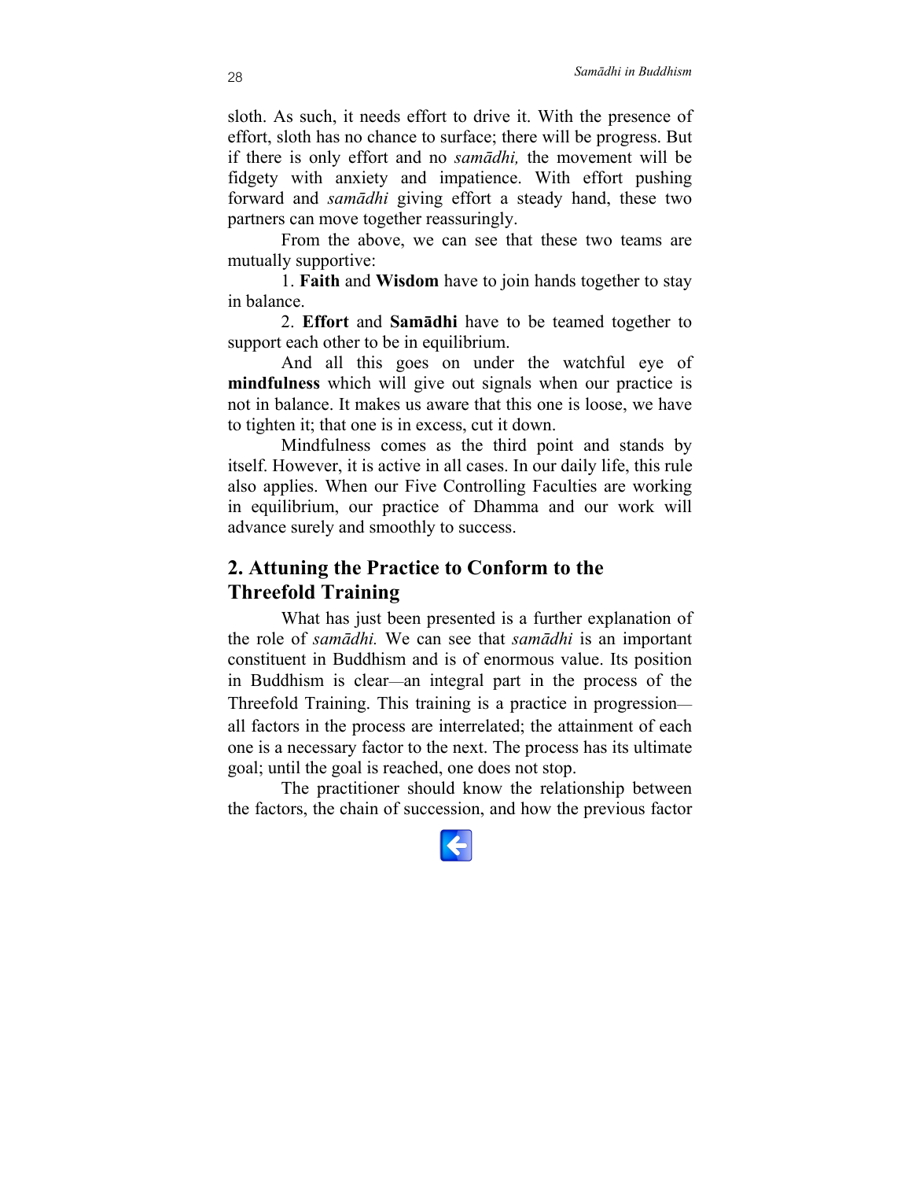sloth. As such, it needs effort to drive it. With the presence of effort, sloth has no chance to surface; there will be progress. But if there is only effort and no *samādhi,* the movement will be fidgety with anxiety and impatience. With effort pushing forward and *samādhi* giving effort a steady hand, these two partners can move together reassuringly.

From the above, we can see that these two teams are mutually supportive:

1. **Faith** and **Wisdom** have to join hands together to stay in balance.

2. **Effort** and **Samādhi** have to be teamed together to support each other to be in equilibrium.

And all this goes on under the watchful eye of **mindfulness** which will give out signals when our practice is not in balance. It makes us aware that this one is loose, we have to tighten it; that one is in excess, cut it down.

Mindfulness comes as the third point and stands by itself. However, it is active in all cases. In our daily life, this rule also applies. When our Five Controlling Faculties are working in equilibrium, our practice of Dhamma and our work will advance surely and smoothly to success.

## 2. Attuning the Practice to Conform to the Threefold Training

What has just been presented is a further explanation of the role of *samādhi.* We can see that *samādhi* is an important constituent in Buddhism and is of enormous value. Its position in Buddhism is clear—an integral part in the process of the Threefold Training. This training is a practice in progression—all factors in the process are interrelated; the attainment of each one is a necessary factor to the next. The process has its ultimate goal; until the goal is reached, one does not stop.

The practitioner should know the relationship between the factors, the chain of succession, and how the previous factor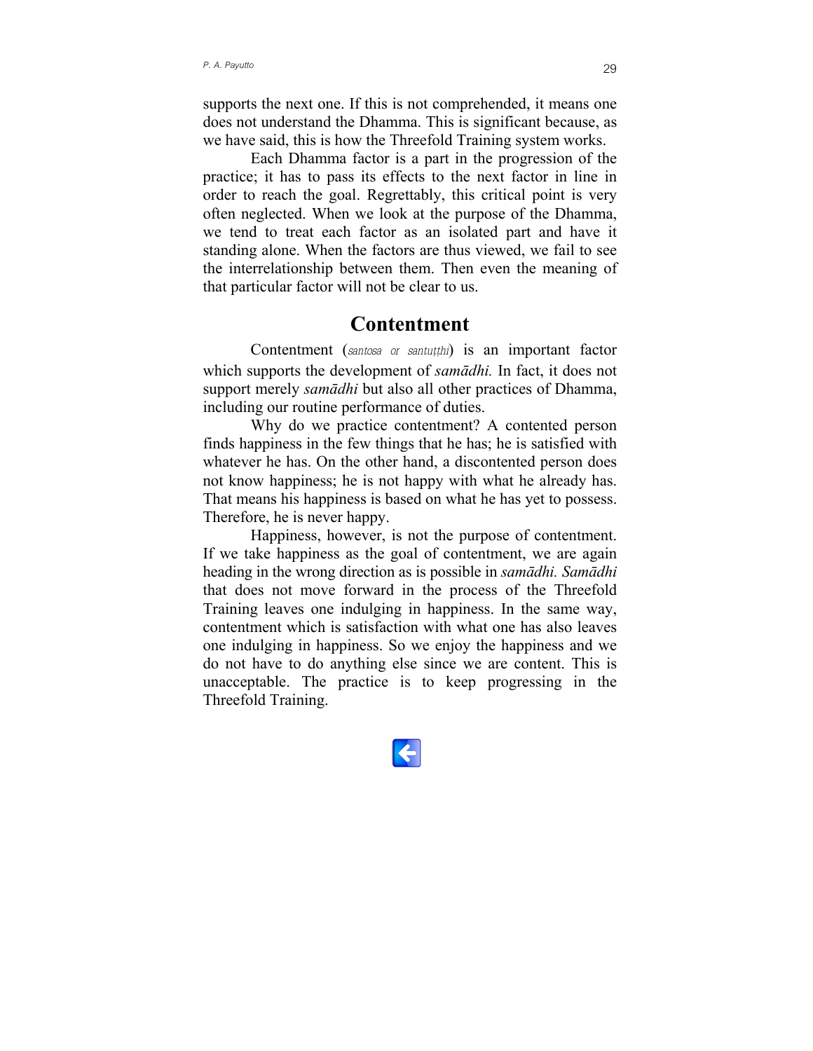supports the next one. If this is not comprehended, it means one does not understand the Dhamma. This is significant because, as we have said, this is how the Threefold Training system works.

Each Dhamma factor is a part in the progression of the practice; it has to pass its effects to the next factor in line in order to reach the goal. Regrettably, this critical point is very often neglected. When we look at the purpose of the Dhamma, we tend to treat each factor as an isolated part and have it standing alone. When the factors are thus viewed, we fail to see the interrelationship between them. Then even the meaning of that particular factor will not be clear to us.

## Contentment

Contentment (*santosa or santuṭṭhi*) is an important factor which supports the development of *samādhi.* In fact, it does not support merely *samādhi* but also all other practices of Dhamma, including our routine performance of duties.

Why do we practice contentment? A contented person finds happiness in the few things that he has; he is satisfied with whatever he has. On the other hand, a discontented person does not know happiness; he is not happy with what he already has. That means his happiness is based on what he has yet to possess. Therefore, he is never happy.

Happiness, however, is not the purpose of contentment. If we take happiness as the goal of contentment, we are again heading in the wrong direction as is possible in *samādhi. Samādhi* that does not move forward in the process of the Threefold Training leaves one indulging in happiness. In the same way, contentment which is satisfaction with what one has also leaves one indulging in happiness. So we enjoy the happiness and we do not have to do anything else since we are content. This is unacceptable. The practice is to keep progressing in the Threefold Training.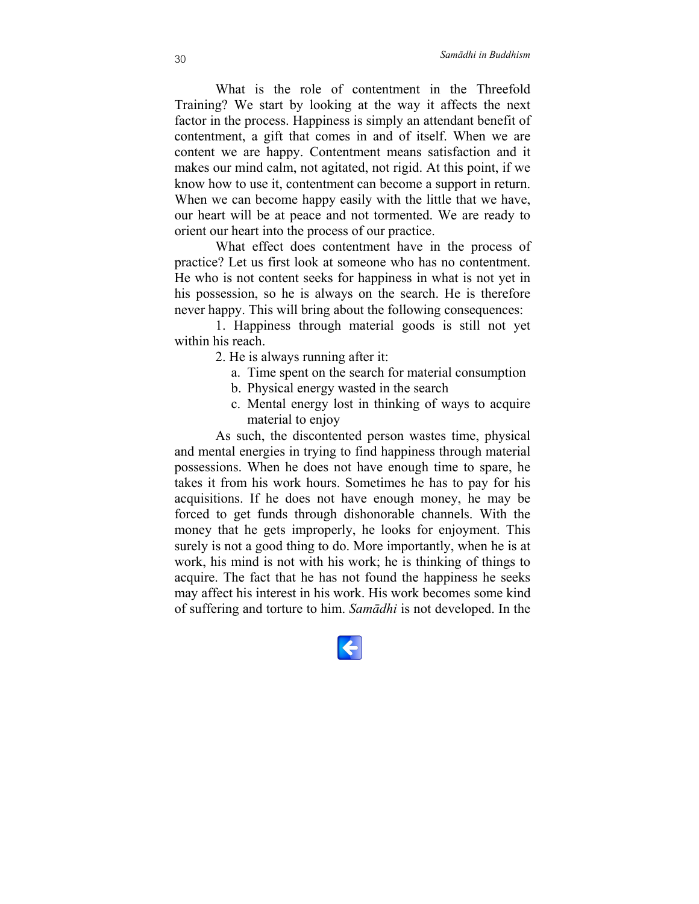What is the role of contentment in the Threefold Training? We start by looking at the way it affects the next factor in the process. Happiness is simply an attendant benefit of contentment, a gift that comes in and of itself. When we are content we are happy. Contentment means satisfaction and it makes our mind calm, not agitated, not rigid. At this point, if we know how to use it, contentment can become a support in return. When we can become happy easily with the little that we have, our heart will be at peace and not tormented. We are ready to orient our heart into the process of our practice.

What effect does contentment have in the process of practice? Let us first look at someone who has no contentment. He who is not content seeks for happiness in what is not yet in his possession, so he is always on the search. He is therefore never happy. This will bring about the following consequences:

1. Happiness through material goods is still not yet within his reach.
2. He is always running after it:
   a. Time spent on the search for material consumption
   b. Physical energy wasted in the search
   c. Mental energy lost in thinking of ways to acquire material to enjoy

As such, the discontented person wastes time, physical and mental energies in trying to find happiness through material possessions. When he does not have enough time to spare, he takes it from his work hours. Sometimes he has to pay for his acquisitions. If he does not have enough money, he may be forced to get funds through dishonorable channels. With the money that he gets improperly, he looks for enjoyment. This surely is not a good thing to do. More importantly, when he is at work, his mind is not with his work; he is thinking of things to acquire. The fact that he has not found the happiness he seeks may affect his interest in his work. His work becomes some kind of suffering and torture to him. *Samādhi* is not developed. In the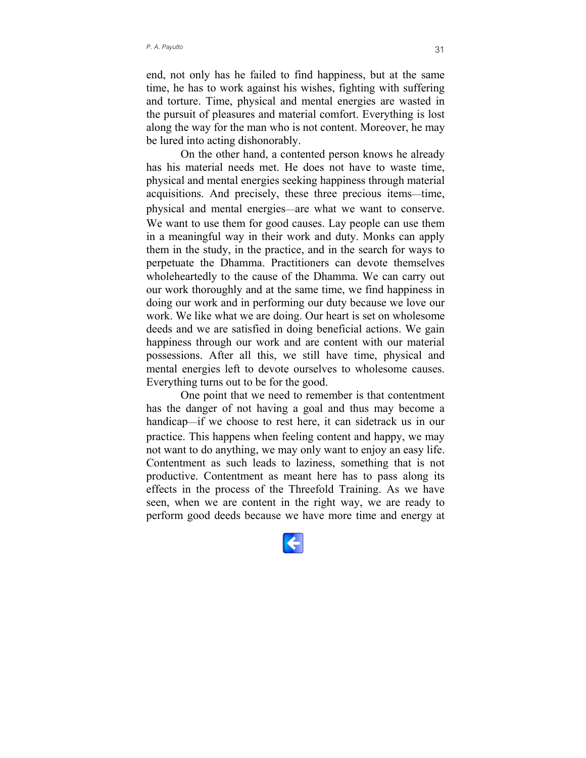end, not only has he failed to find happiness, but at the same time, he has to work against his wishes, fighting with suffering and torture. Time, physical and mental energies are wasted in the pursuit of pleasures and material comfort. Everything is lost along the way for the man who is not content. Moreover, he may be lured into acting dishonorably.

On the other hand, a contented person knows he already has his material needs met. He does not have to waste time, physical and mental energies seeking happiness through material acquisitions. And precisely, these three precious items—time, physical and mental energies—are what we want to conserve. We want to use them for good causes. Lay people can use them in a meaningful way in their work and duty. Monks can apply them in the study, in the practice, and in the search for ways to perpetuate the Dhamma. Practitioners can devote themselves wholeheartedly to the cause of the Dhamma. We can carry out our work thoroughly and at the same time, we find happiness in doing our work and in performing our duty because we love our work. We like what we are doing. Our heart is set on wholesome deeds and we are satisfied in doing beneficial actions. We gain happiness through our work and are content with our material possessions. After all this, we still have time, physical and mental energies left to devote ourselves to wholesome causes. Everything turns out to be for the good.

One point that we need to remember is that contentment has the danger of not having a goal and thus may become a handicap—if we choose to rest here, it can sidetrack us in our practice. This happens when feeling content and happy, we may not want to do anything, we may only want to enjoy an easy life. Contentment as such leads to laziness, something that is not productive. Contentment as meant here has to pass along its effects in the process of the Threefold Training. As we have seen, when we are content in the right way, we are ready to perform good deeds because we have more time and energy at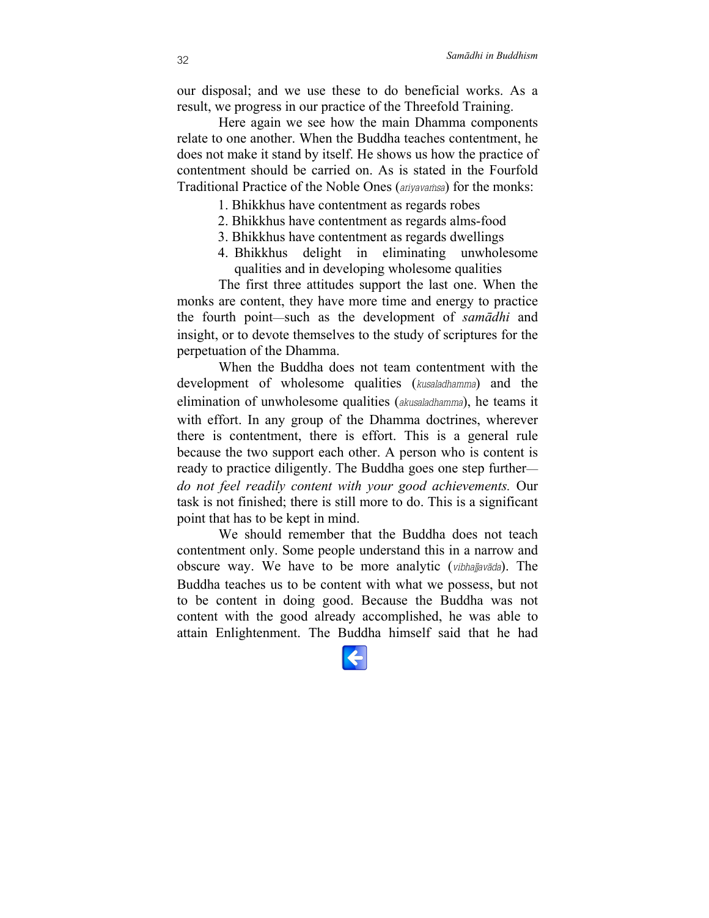our disposal; and we use these to do beneficial works. As a result, we progress in our practice of the Threefold Training.

Here again we see how the main Dhamma components relate to one another. When the Buddha teaches contentment, he does not make it stand by itself. He shows us how the practice of contentment should be carried on. As is stated in the Fourfold Traditional Practice of the Noble Ones (*ariyavaṁsa*) for the monks:

1. Bhikkhus have contentment as regards robes
2. Bhikkhus have contentment as regards alms-food
3. Bhikkhus have contentment as regards dwellings
4. Bhikkhus delight in eliminating unwholesome qualities and in developing wholesome qualities

The first three attitudes support the last one. When the monks are content, they have more time and energy to practice the fourth point—such as the development of *samādhi* and insight, or to devote themselves to the study of scriptures for the perpetuation of the Dhamma.

When the Buddha does not team contentment with the development of wholesome qualities (*kusaladhamma*) and the elimination of unwholesome qualities (*akusaladhamma*), he teams it with effort. In any group of the Dhamma doctrines, wherever there is contentment, there is effort. This is a general rule because the two support each other. A person who is content is ready to practice diligently. The Buddha goes one step further—*do not feel readily content with your good achievements.* Our task is not finished; there is still more to do. This is a significant point that has to be kept in mind.

We should remember that the Buddha does not teach contentment only. Some people understand this in a narrow and obscure way. We have to be more analytic (*vibhajjavāda*). The Buddha teaches us to be content with what we possess, but not to be content in doing good. Because the Buddha was not content with the good already accomplished, he was able to attain Enlightenment. The Buddha himself said that he had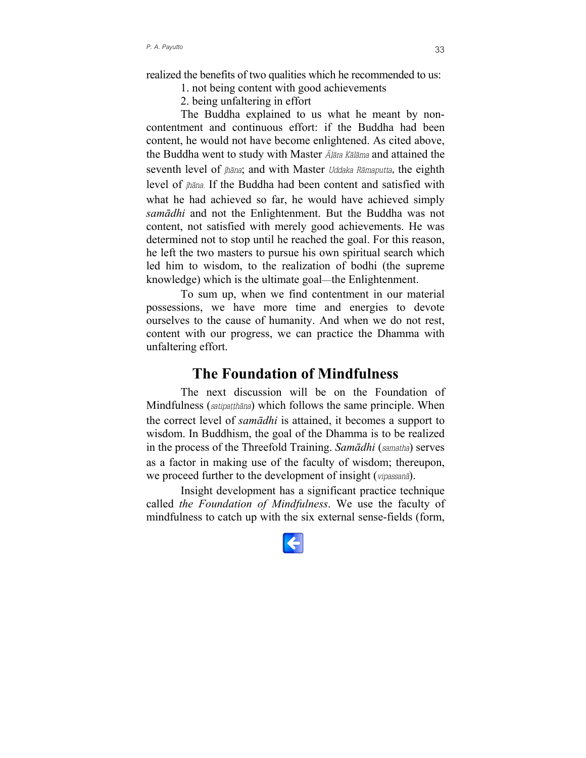realized the benefits of two qualities which he recommended to us:

1. not being content with good achievements
2. being unfaltering in effort

The Buddha explained to us what he meant by non-contentment and continuous effort: if the Buddha had been content, he would not have become enlightened. As cited above, the Buddha went to study with Master *Āḷāra Kālāma* and attained the seventh level of *jhāna*; and with Master *Uddaka Rāmaputta*, the eighth level of *jhāna*. If the Buddha had been content and satisfied with what he had achieved so far, he would have achieved simply *samādhi* and not the Enlightenment. But the Buddha was not content, not satisfied with merely good achievements. He was determined not to stop until he reached the goal. For this reason, he left the two masters to pursue his own spiritual search which led him to wisdom, to the realization of bodhi (the supreme knowledge) which is the ultimate goal—the Enlightenment.

To sum up, when we find contentment in our material possessions, we have more time and energies to devote ourselves to the cause of humanity. And when we do not rest, content with our progress, we can practice the Dhamma with unfaltering effort.

## The Foundation of Mindfulness

The next discussion will be on the Foundation of Mindfulness (*satipaṭṭhāna*) which follows the same principle. When the correct level of *samādhi* is attained, it becomes a support to wisdom. In Buddhism, the goal of the Dhamma is to be realized in the process of the Threefold Training. *Samādhi* (*samatha*) serves as a factor in making use of the faculty of wisdom; thereupon, we proceed further to the development of insight (*vipassanā*).

Insight development has a significant practice technique called *the Foundation of Mindfulness*. We use the faculty of mindfulness to catch up with the six external sense-fields (form,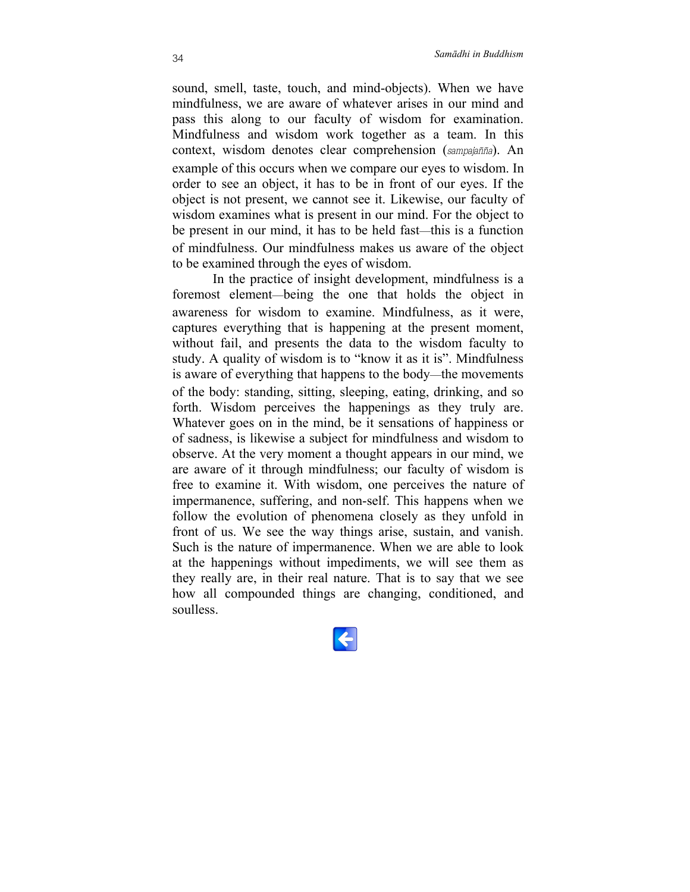sound, smell, taste, touch, and mind-objects). When we have mindfulness, we are aware of whatever arises in our mind and pass this along to our faculty of wisdom for examination. Mindfulness and wisdom work together as a team. In this context, wisdom denotes clear comprehension (*sampajañña*). An example of this occurs when we compare our eyes to wisdom. In order to see an object, it has to be in front of our eyes. If the object is not present, we cannot see it. Likewise, our faculty of wisdom examines what is present in our mind. For the object to be present in our mind, it has to be held fast—this is a function of mindfulness. Our mindfulness makes us aware of the object to be examined through the eyes of wisdom.

In the practice of insight development, mindfulness is a foremost element—being the one that holds the object in awareness for wisdom to examine. Mindfulness, as it were, captures everything that is happening at the present moment, without fail, and presents the data to the wisdom faculty to study. A quality of wisdom is to "know it as it is". Mindfulness is aware of everything that happens to the body—the movements of the body: standing, sitting, sleeping, eating, drinking, and so forth. Wisdom perceives the happenings as they truly are. Whatever goes on in the mind, be it sensations of happiness or of sadness, is likewise a subject for mindfulness and wisdom to observe. At the very moment a thought appears in our mind, we are aware of it through mindfulness; our faculty of wisdom is free to examine it. With wisdom, one perceives the nature of impermanence, suffering, and non-self. This happens when we follow the evolution of phenomena closely as they unfold in front of us. We see the way things arise, sustain, and vanish. Such is the nature of impermanence. When we are able to look at the happenings without impediments, we will see them as they really are, in their real nature. That is to say that we see how all compounded things are changing, conditioned, and soulless.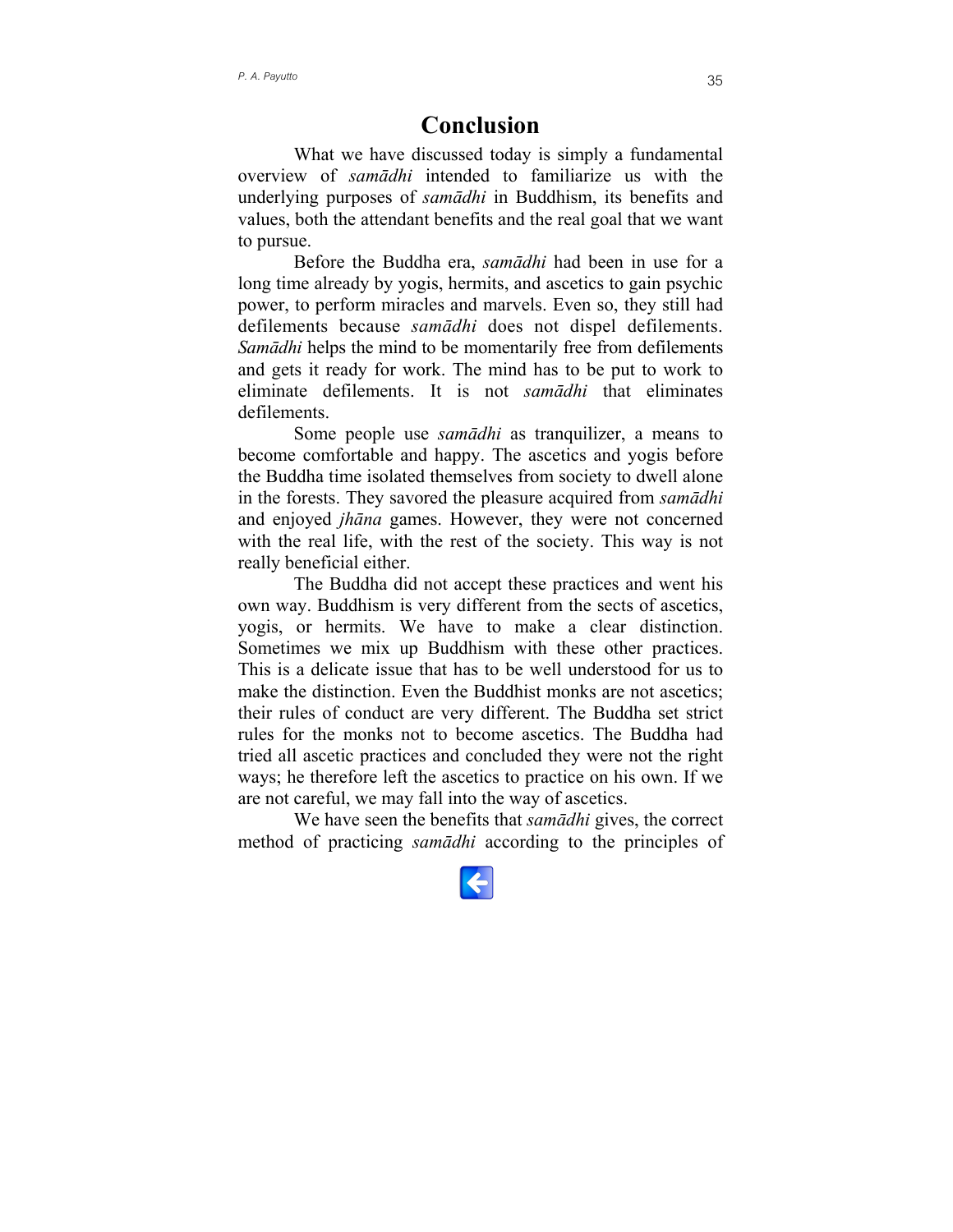# Conclusion

What we have discussed today is simply a fundamental overview of *samādhi* intended to familiarize us with the underlying purposes of *samādhi* in Buddhism, its benefits and values, both the attendant benefits and the real goal that we want to pursue.

Before the Buddha era, *samādhi* had been in use for a long time already by yogis, hermits, and ascetics to gain psychic power, to perform miracles and marvels. Even so, they still had defilements because *samādhi* does not dispel defilements. *Samādhi* helps the mind to be momentarily free from defilements and gets it ready for work. The mind has to be put to work to eliminate defilements. It is not *samādhi* that eliminates defilements.

Some people use *samādhi* as tranquilizer, a means to become comfortable and happy. The ascetics and yogis before the Buddha time isolated themselves from society to dwell alone in the forests. They savored the pleasure acquired from *samādhi* and enjoyed *jhāna* games. However, they were not concerned with the real life, with the rest of the society. This way is not really beneficial either.

The Buddha did not accept these practices and went his own way. Buddhism is very different from the sects of ascetics, yogis, or hermits. We have to make a clear distinction. Sometimes we mix up Buddhism with these other practices. This is a delicate issue that has to be well understood for us to make the distinction. Even the Buddhist monks are not ascetics; their rules of conduct are very different. The Buddha set strict rules for the monks not to become ascetics. The Buddha had tried all ascetic practices and concluded they were not the right ways; he therefore left the ascetics to practice on his own. If we are not careful, we may fall into the way of ascetics.

We have seen the benefits that *samādhi* gives, the correct method of practicing *samādhi* according to the principles of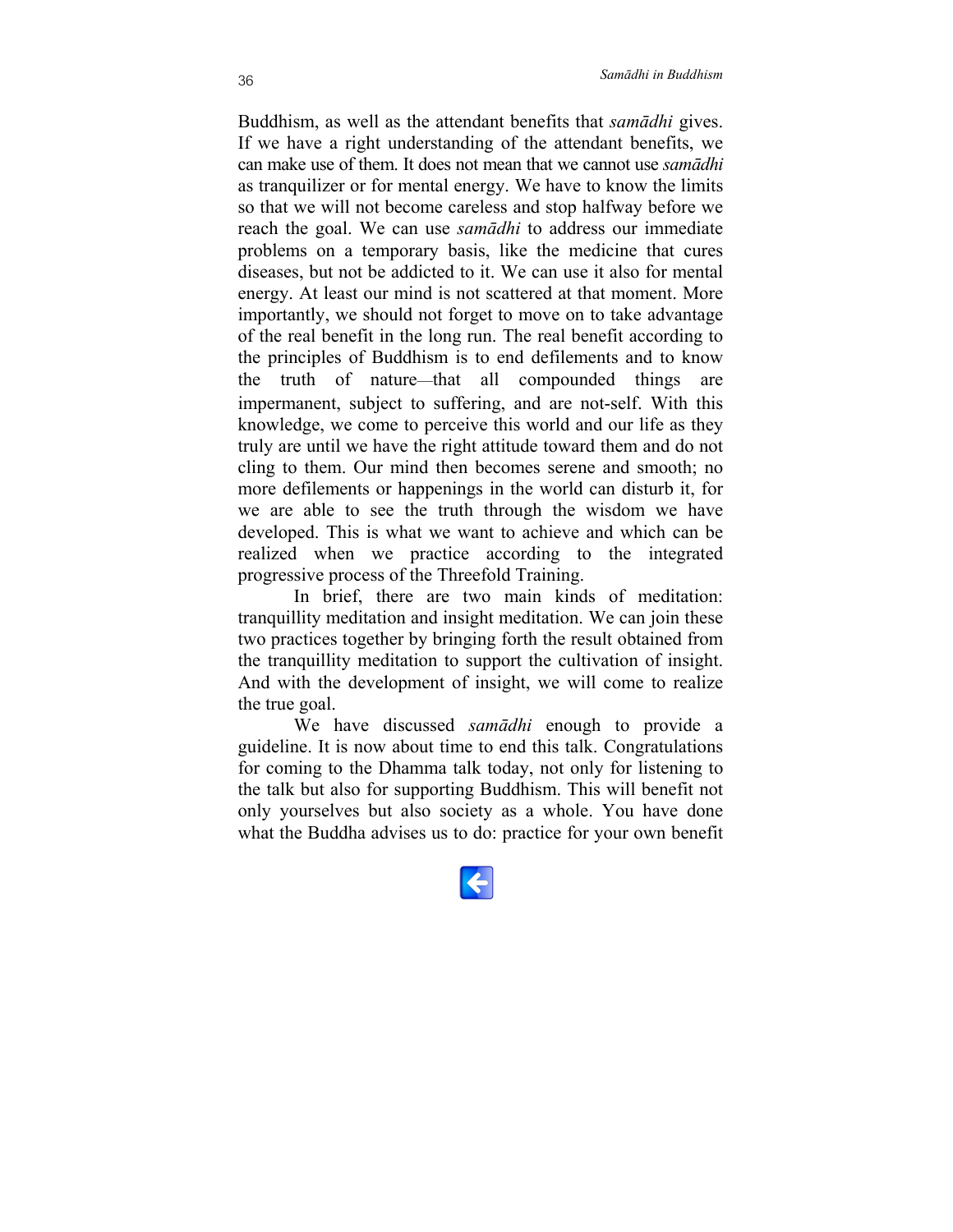Buddhism, as well as the attendant benefits that *samādhi* gives. If we have a right understanding of the attendant benefits, we can make use of them. It does not mean that we cannot use *samādhi* as tranquilizer or for mental energy. We have to know the limits so that we will not become careless and stop halfway before we reach the goal. We can use *samādhi* to address our immediate problems on a temporary basis, like the medicine that cures diseases, but not be addicted to it. We can use it also for mental energy. At least our mind is not scattered at that moment. More importantly, we should not forget to move on to take advantage of the real benefit in the long run. The real benefit according to the principles of Buddhism is to end defilements and to know the truth of nature—that all compounded things are impermanent, subject to suffering, and are not-self. With this knowledge, we come to perceive this world and our life as they truly are until we have the right attitude toward them and do not cling to them. Our mind then becomes serene and smooth; no more defilements or happenings in the world can disturb it, for we are able to see the truth through the wisdom we have developed. This is what we want to achieve and which can be realized when we practice according to the integrated progressive process of the Threefold Training.

In brief, there are two main kinds of meditation: tranquillity meditation and insight meditation. We can join these two practices together by bringing forth the result obtained from the tranquillity meditation to support the cultivation of insight. And with the development of insight, we will come to realize the true goal.

We have discussed *samādhi* enough to provide a guideline. It is now about time to end this talk. Congratulations for coming to the Dhamma talk today, not only for listening to the talk but also for supporting Buddhism. This will benefit not only yourselves but also society as a whole. You have done what the Buddha advises us to do: practice for your own benefit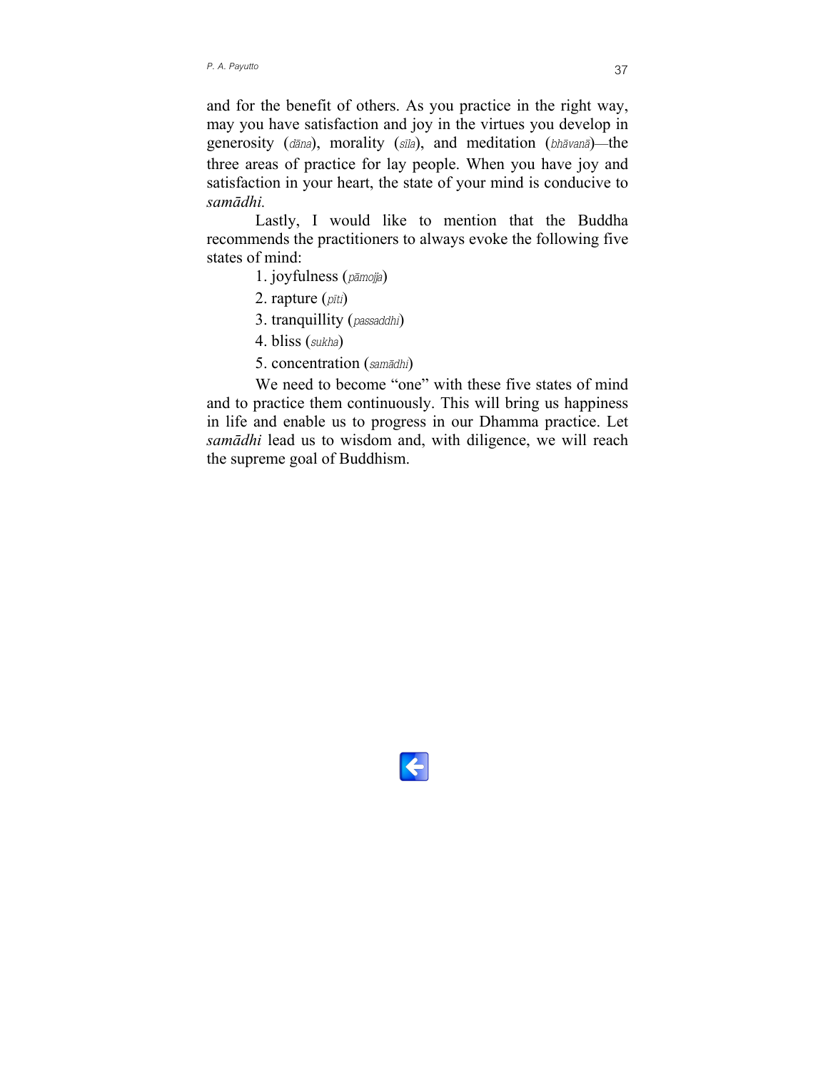and for the benefit of others. As you practice in the right way, may you have satisfaction and joy in the virtues you develop in generosity (*dāna*), morality (*sīla*), and meditation (*bhāvanā*)—the three areas of practice for lay people. When you have joy and satisfaction in your heart, the state of your mind is conducive to *samādhi.*

Lastly, I would like to mention that the Buddha recommends the practitioners to always evoke the following five states of mind:

1. joyfulness (*pāmojja*)
2. rapture (*pīti*)
3. tranquillity (*passaddhi*)
4. bliss (*sukha*)
5. concentration (*samādhi*)

We need to become "one" with these five states of mind and to practice them continuously. This will bring us happiness in life and enable us to progress in our Dhamma practice. Let *samādhi* lead us to wisdom and, with diligence, we will reach the supreme goal of Buddhism.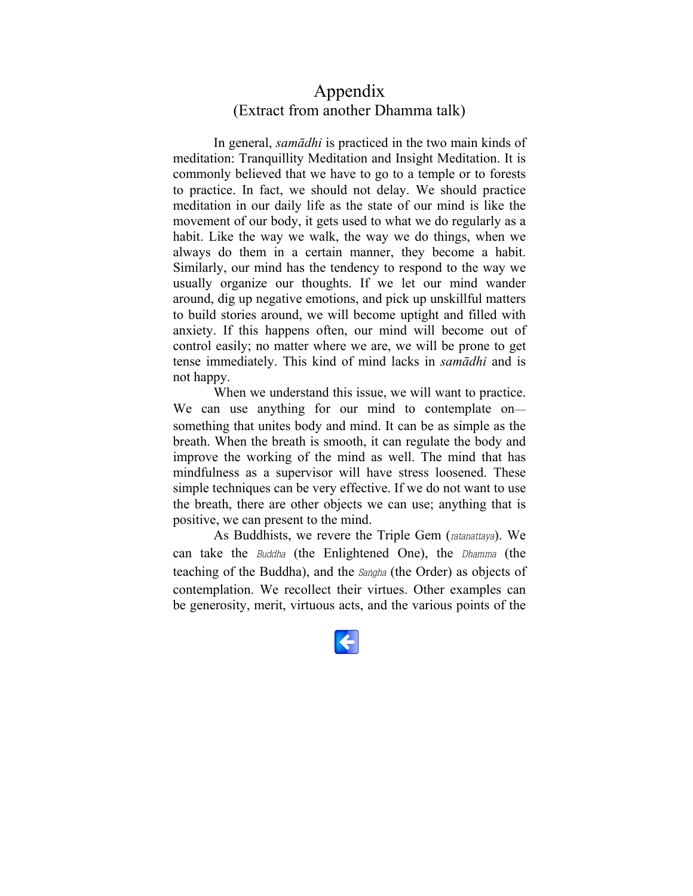# Appendix
## (Extract from another Dhamma talk)

In general, *samādhi* is practiced in the two main kinds of meditation: Tranquillity Meditation and Insight Meditation. It is commonly believed that we have to go to a temple or to forests to practice. In fact, we should not delay. We should practice meditation in our daily life as the state of our mind is like the movement of our body, it gets used to what we do regularly as a habit. Like the way we walk, the way we do things, when we always do them in a certain manner, they become a habit. Similarly, our mind has the tendency to respond to the way we usually organize our thoughts. If we let our mind wander around, dig up negative emotions, and pick up unskillful matters to build stories around, we will become uptight and filled with anxiety. If this happens often, our mind will become out of control easily; no matter where we are, we will be prone to get tense immediately. This kind of mind lacks in *samādhi* and is not happy.

When we understand this issue, we will want to practice. We can use anything for our mind to contemplate on—something that unites body and mind. It can be as simple as the breath. When the breath is smooth, it can regulate the body and improve the working of the mind as well. The mind that has mindfulness as a supervisor will have stress loosened. These simple techniques can be very effective. If we do not want to use the breath, there are other objects we can use; anything that is positive, we can present to the mind.

As Buddhists, we revere the Triple Gem (*ratanattaya*). We can take the *Buddha* (the Enlightened One), the *Dhamma* (the teaching of the Buddha), and the *Saṅgha* (the Order) as objects of contemplation. We recollect their virtues. Other examples can be generosity, merit, virtuous acts, and the various points of the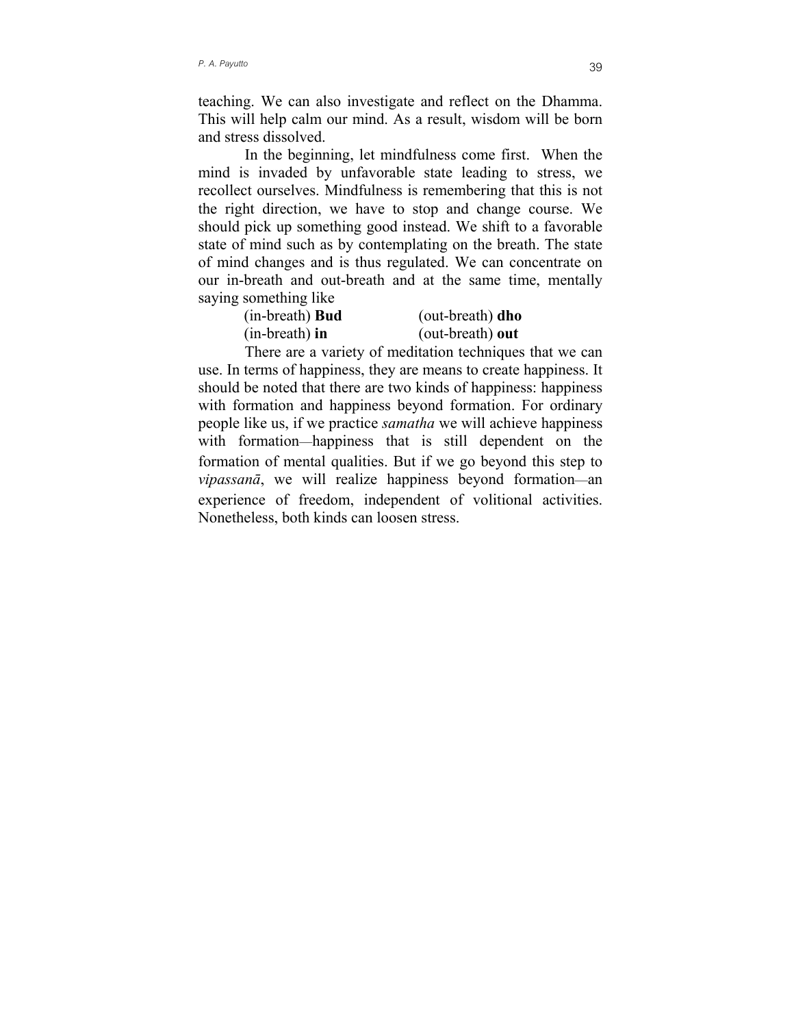teaching. We can also investigate and reflect on the Dhamma. This will help calm our mind. As a result, wisdom will be born and stress dissolved.

In the beginning, let mindfulness come first. When the mind is invaded by unfavorable state leading to stress, we recollect ourselves. Mindfulness is remembering that this is not the right direction, we have to stop and change course. We should pick up something good instead. We shift to a favorable state of mind such as by contemplating on the breath. The state of mind changes and is thus regulated. We can concentrate on our in-breath and out-breath and at the same time, mentally saying something like

(in-breath) **Bud** (out-breath) **dho**
(in-breath) **in** (out-breath) **out**

There are a variety of meditation techniques that we can use. In terms of happiness, they are means to create happiness. It should be noted that there are two kinds of happiness: happiness with formation and happiness beyond formation. For ordinary people like us, if we practice *samatha* we will achieve happiness with formation—happiness that is still dependent on the formation of mental qualities. But if we go beyond this step to *vipassanā*, we will realize happiness beyond formation—an experience of freedom, independent of volitional activities. Nonetheless, both kinds can loosen stress.